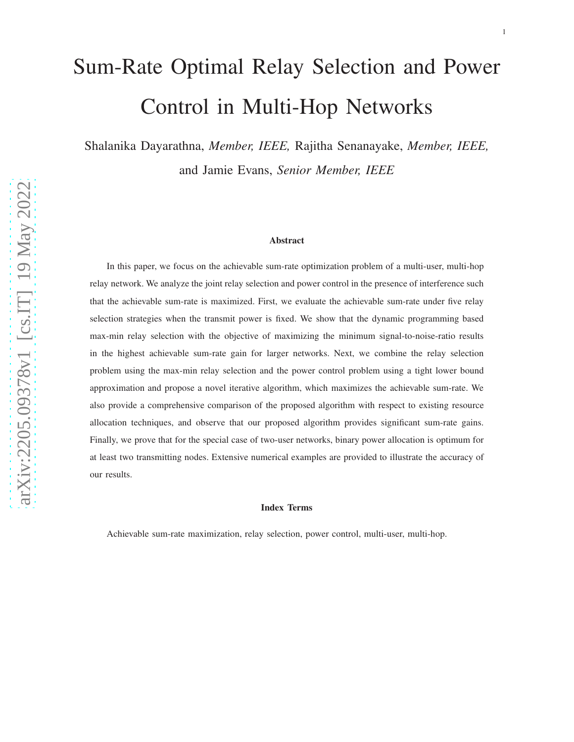# Sum-Rate Optimal Relay Selection and Power Control in Multi-Hop Networks

Shalanika Dayarathna, *Member, IEEE,* Rajitha Senanayake, *Member, IEEE,* and Jamie Evans, *Senior Member, IEEE*

### Abstract

In this paper, we focus on the achievable sum-rate optimization problem of a multi-user, multi-hop relay network. We analyze the joint relay selection and power control in the presence of interference such that the achievable sum-rate is maximized. First, we evaluate the achievable sum-rate under five relay selection strategies when the transmit power is fixed. We show that the dynamic programming based max-min relay selection with the objective of maximizing the minimum signal-to-noise-ratio results in the highest achievable sum-rate gain for larger networks. Next, we combine the relay selection problem using the max-min relay selection and the power control problem using a tight lower bound approximation and propose a novel iterative algorithm, which maximizes the achievable sum-rate. We also provide a comprehensive comparison of the proposed algorithm with respect to existing resource allocation techniques, and observe that our proposed algorithm provides significant sum-rate gains. Finally, we prove that for the special case of two-user networks, binary power allocation is optimum for at least two transmitting nodes. Extensive numerical examples are provided to illustrate the accuracy of our results.

### Index Terms

Achievable sum-rate maximization, relay selection, power control, multi-user, multi-hop.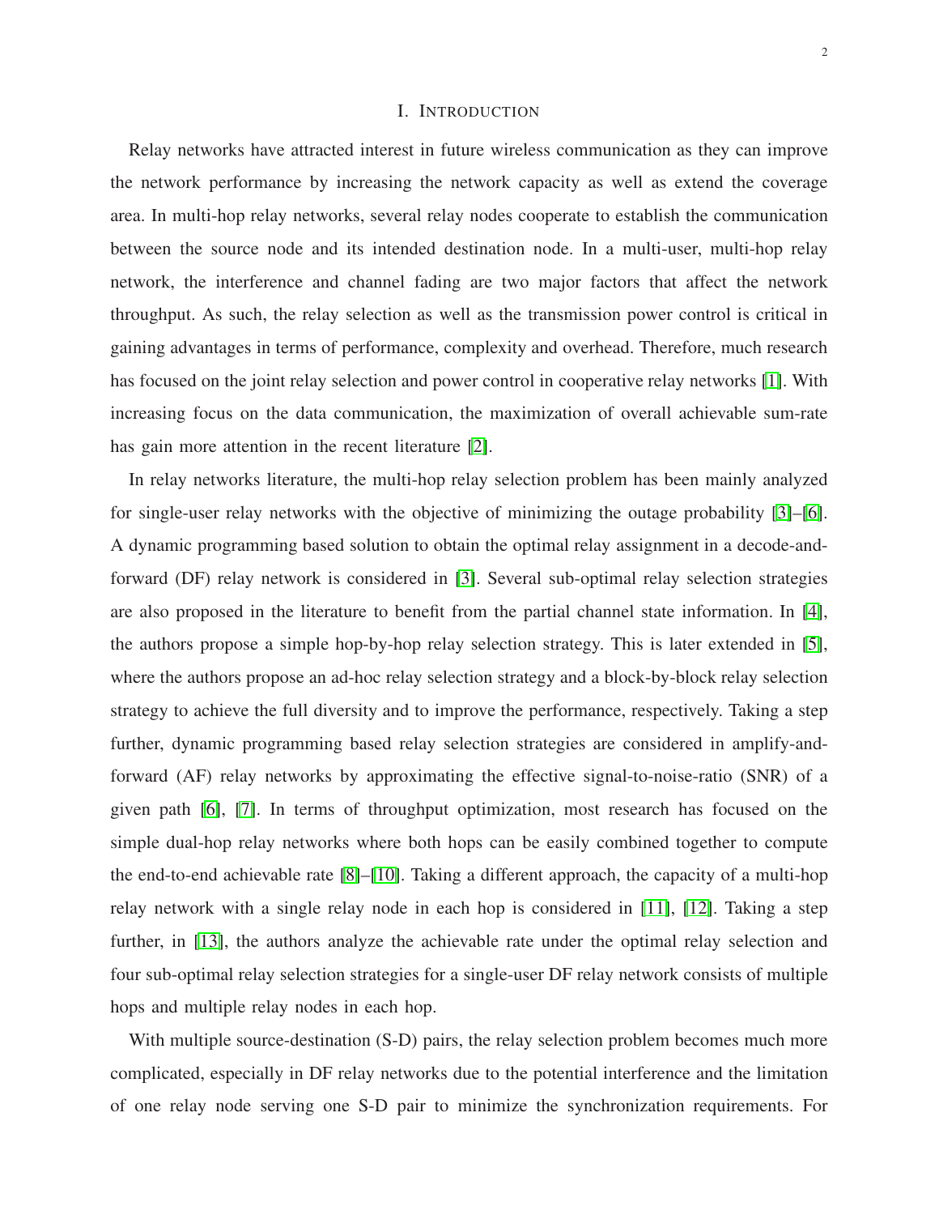# I. Introduction

Relay networks have attracted interest in future wireless communication as they can improve the network performance by increasing the network capacity as well as extend the coverage area. In multi-hop relay networks, several relay nodes cooperate to establish the communication between the source node and its intended destination node. In a multi-user, multi-hop relay network, the interference and channel fading are two major factors that affect the network throughput. As such, the relay selection as well as the transmission power control is critical in gaining advantages in terms of performance, complexity and overhead. Therefore, much research has focused on the joint relay selection and power control in cooperative relay networks [1]. With increasing focus on the data communication, the maximization of overall achievable sum-rate has gain more attention in the recent literature [2].

In relay networks literature, the multi-hop relay selection problem has been mainly analyzed for single-user relay networks with the objective of minimizing the outage probability [3]–[6]. A dynamic programming based solution to obtain the optimal relay assignment in a decode-and-forward (DF) relay network is considered in [3]. Several sub-optimal relay selection strategies are also proposed in the literature to benefit from the partial channel state information. In [4], the authors propose a simple hop-by-hop relay selection strategy. This is later extended in [5], where the authors propose an ad-hoc relay selection strategy and a block-by-block relay selection strategy to achieve the full diversity and to improve the performance, respectively. Taking a step further, dynamic programming based relay selection strategies are considered in amplify-and-forward (AF) relay networks by approximating the effective signal-to-noise-ratio (SNR) of a given path [6], [7]. In terms of throughput optimization, most research has focused on the simple dual-hop relay networks where both hops can be easily combined together to compute the end-to-end achievable rate [8]–[10]. Taking a different approach, the capacity of a multi-hop relay network with a single relay node in each hop is considered in [11], [12]. Taking a step further, in [13], the authors analyze the achievable rate under the optimal relay selection and four sub-optimal relay selection strategies for a single-user DF relay network consists of multiple hops and multiple relay nodes in each hop.

With multiple source-destination (S-D) pairs, the relay selection problem becomes much more complicated, especially in DF relay networks due to the potential interference and the limitation of one relay node serving one S-D pair to minimize the synchronization requirements. For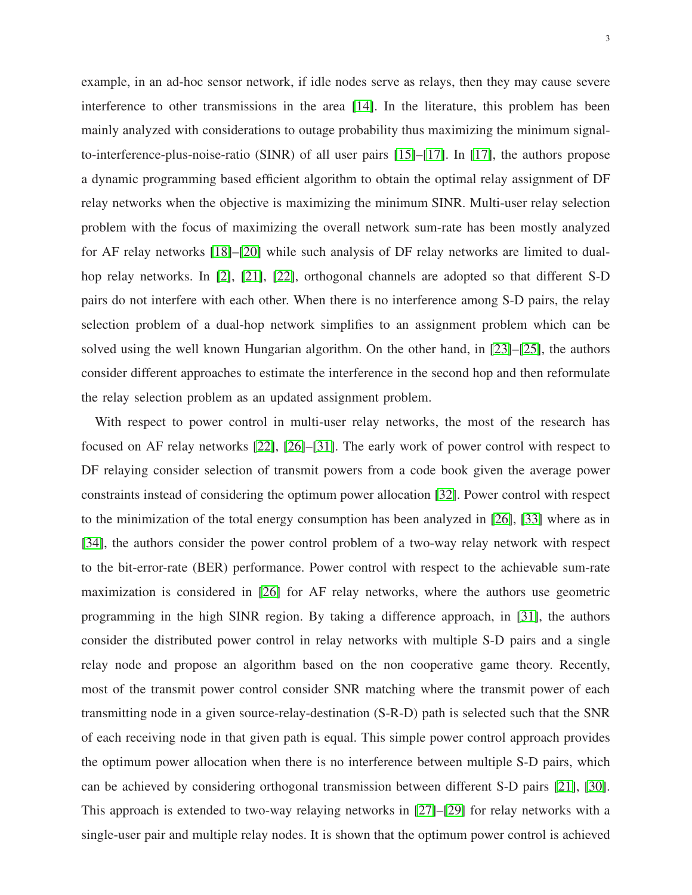example, in an ad-hoc sensor network, if idle nodes serve as relays, then they may cause severe interference to other transmissions in the area [14]. In the literature, this problem has been mainly analyzed with considerations to outage probability thus maximizing the minimum signal-to-interference-plus-noise-ratio (SINR) of all user pairs [15]–[17]. In [17], the authors propose a dynamic programming based efficient algorithm to obtain the optimal relay assignment of DF relay networks when the objective is maximizing the minimum SINR. Multi-user relay selection problem with the focus of maximizing the overall network sum-rate has been mostly analyzed for AF relay networks [18]–[20] while such analysis of DF relay networks are limited to dual-hop relay networks. In [2], [21], [22], orthogonal channels are adopted so that different S-D pairs do not interfere with each other. When there is no interference among S-D pairs, the relay selection problem of a dual-hop network simplifies to an assignment problem which can be solved using the well known Hungarian algorithm. On the other hand, in [23]–[25], the authors consider different approaches to estimate the interference in the second hop and then reformulate the relay selection problem as an updated assignment problem.

With respect to power control in multi-user relay networks, the most of the research has focused on AF relay networks [22], [26]–[31]. The early work of power control with respect to DF relaying consider selection of transmit powers from a code book given the average power constraints instead of considering the optimum power allocation [32]. Power control with respect to the minimization of the total energy consumption has been analyzed in [26], [33] where as in [34], the authors consider the power control problem of a two-way relay network with respect to the bit-error-rate (BER) performance. Power control with respect to the achievable sum-rate maximization is considered in [26] for AF relay networks, where the authors use geometric programming in the high SINR region. By taking a difference approach, in [31], the authors consider the distributed power control in relay networks with multiple S-D pairs and a single relay node and propose an algorithm based on the non cooperative game theory. Recently, most of the transmit power control consider SNR matching where the transmit power of each transmitting node in a given source-relay-destination (S-R-D) path is selected such that the SNR of each receiving node in that given path is equal. This simple power control approach provides the optimum power allocation when there is no interference between multiple S-D pairs, which can be achieved by considering orthogonal transmission between different S-D pairs [21], [30]. This approach is extended to two-way relaying networks in [27]–[29] for relay networks with a single-user pair and multiple relay nodes. It is shown that the optimum power control is achieved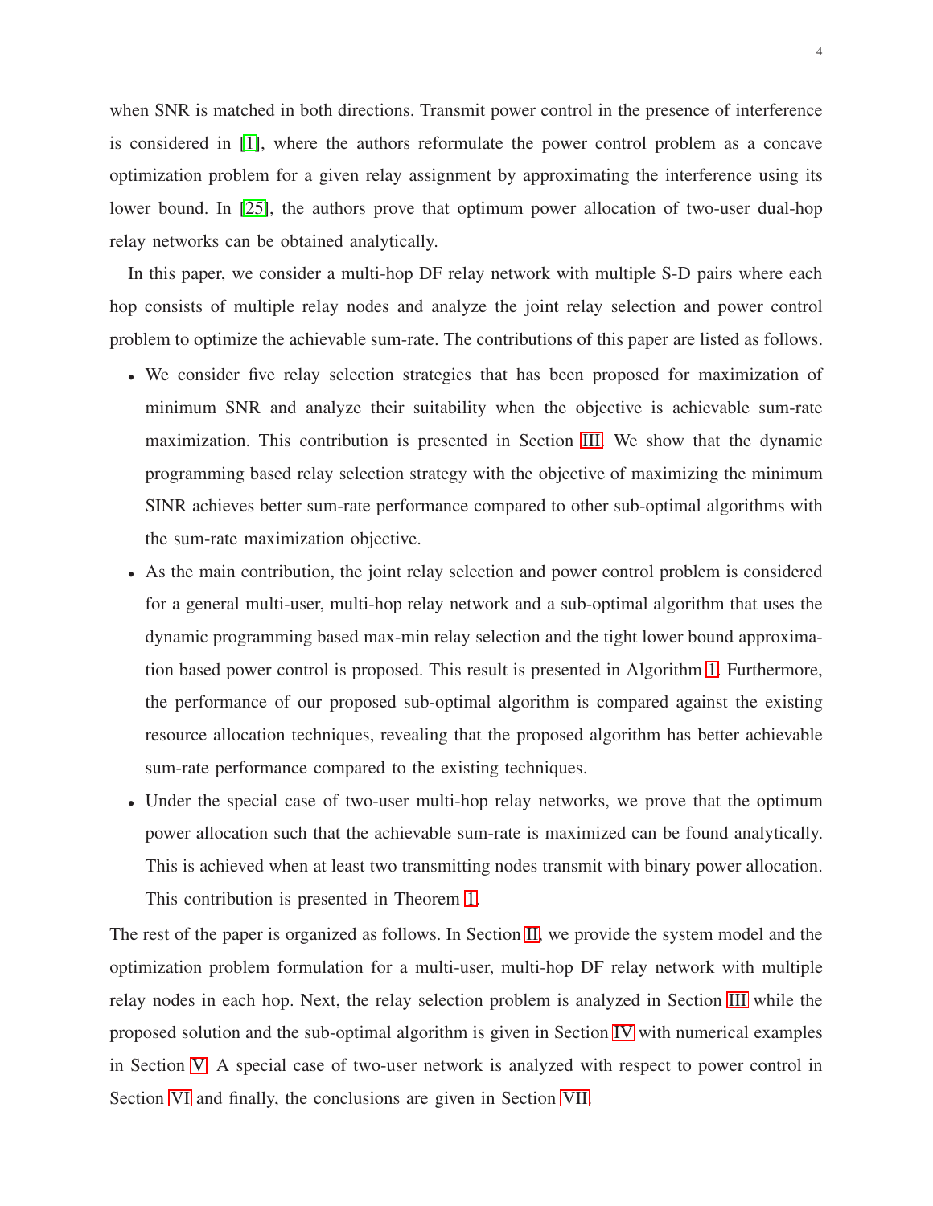when SNR is matched in both directions. Transmit power control in the presence of interference is considered in [1], where the authors reformulate the power control problem as a concave optimization problem for a given relay assignment by approximating the interference using its lower bound. In [25], the authors prove that optimum power allocation of two-user dual-hop relay networks can be obtained analytically.

In this paper, we consider a multi-hop DF relay network with multiple S-D pairs where each hop consists of multiple relay nodes and analyze the joint relay selection and power control problem to optimize the achievable sum-rate. The contributions of this paper are listed as follows.

- We consider five relay selection strategies that has been proposed for maximization of minimum SNR and analyze their suitability when the objective is achievable sum-rate maximization. This contribution is presented in Section III. We show that the dynamic programming based relay selection strategy with the objective of maximizing the minimum SINR achieves better sum-rate performance compared to other sub-optimal algorithms with the sum-rate maximization objective.
- As the main contribution, the joint relay selection and power control problem is considered for a general multi-user, multi-hop relay network and a sub-optimal algorithm that uses the dynamic programming based max-min relay selection and the tight lower bound approximation based power control is proposed. This result is presented in Algorithm 1. Furthermore, the performance of our proposed sub-optimal algorithm is compared against the existing resource allocation techniques, revealing that the proposed algorithm has better achievable sum-rate performance compared to the existing techniques.
- Under the special case of two-user multi-hop relay networks, we prove that the optimum power allocation such that the achievable sum-rate is maximized can be found analytically. This is achieved when at least two transmitting nodes transmit with binary power allocation. This contribution is presented in Theorem 1.

The rest of the paper is organized as follows. In Section II, we provide the system model and the optimization problem formulation for a multi-user, multi-hop DF relay network with multiple relay nodes in each hop. Next, the relay selection problem is analyzed in Section III while the proposed solution and the sub-optimal algorithm is given in Section IV with numerical examples in Section V. A special case of two-user network is analyzed with respect to power control in Section VI and finally, the conclusions are given in Section VII.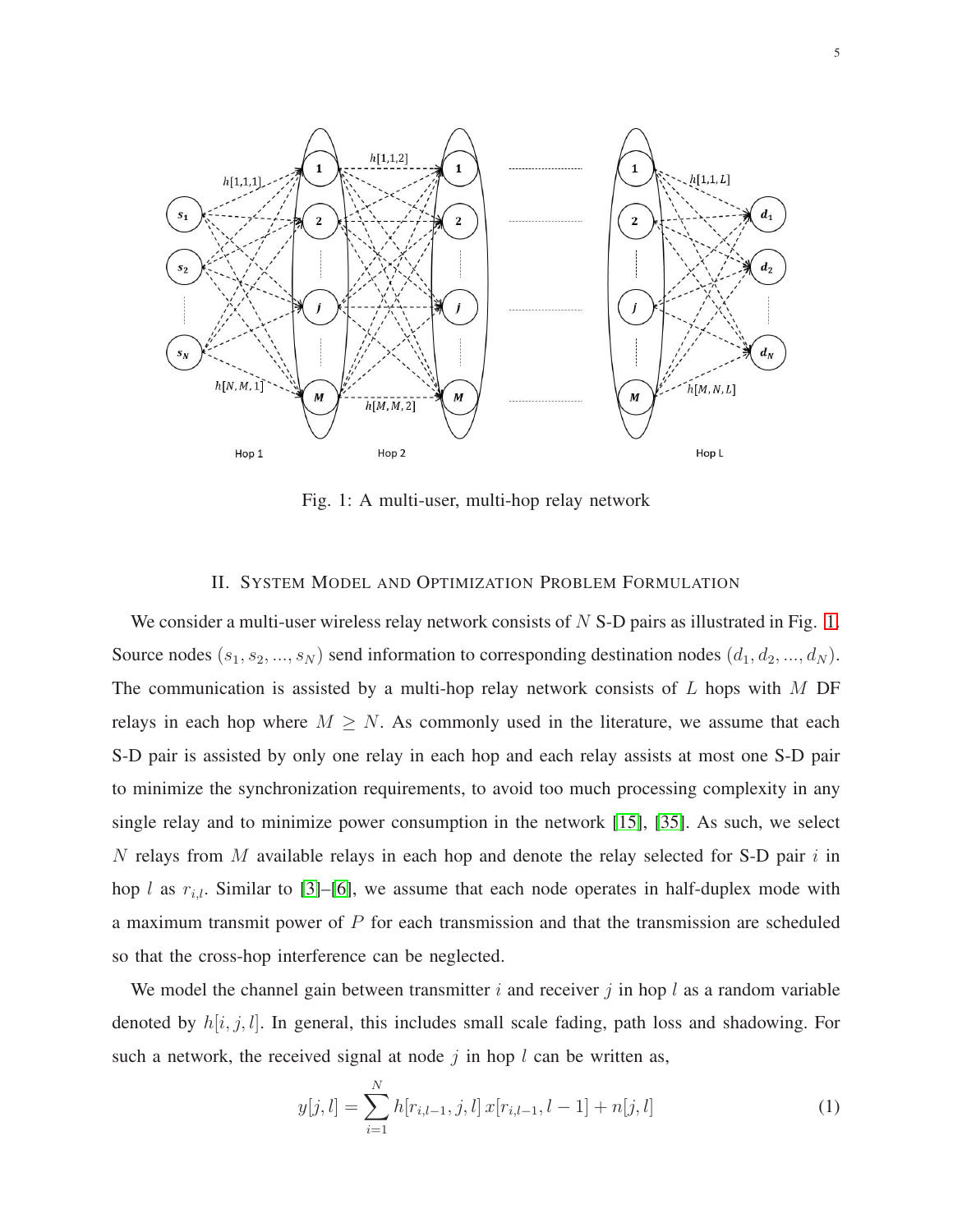Fig. 1: A multi-user, multi-hop relay network

## II. System Model and Optimization Problem Formulation

We consider a multi-user wireless relay network consists of $N$ S-D pairs as illustrated in Fig. 1. Source nodes $(s_1, s_2, ..., s_N)$ send information to corresponding destination nodes $(d_1, d_2, ..., d_N)$. The communication is assisted by a multi-hop relay network consists of $L$ hops with $M$ DF relays in each hop where $M \geq N$. As commonly used in the literature, we assume that each S-D pair is assisted by only one relay in each hop and each relay assists at most one S-D pair to minimize the synchronization requirements, to avoid too much processing complexity in any single relay and to minimize power consumption in the network [15], [35]. As such, we select $N$ relays from $M$ available relays in each hop and denote the relay selected for S-D pair $i$ in hop $l$ as $r_{i,l}$. Similar to [3]–[6], we assume that each node operates in half-duplex mode with a maximum transmit power of $P$ for each transmission and that the transmission are scheduled so that the cross-hop interference can be neglected.

We model the channel gain between transmitter $i$ and receiver $j$ in hop $l$ as a random variable denoted by $h[i, j, l]$. In general, this includes small scale fading, path loss and shadowing. For such a network, the received signal at node $j$ in hop $l$ can be written as,

$$y[j, l] = \sum_{i=1}^{N} h[r_{i,l-1}, j, l]\, x[r_{i,l-1}, l-1] + n[j, l] \tag{1}$$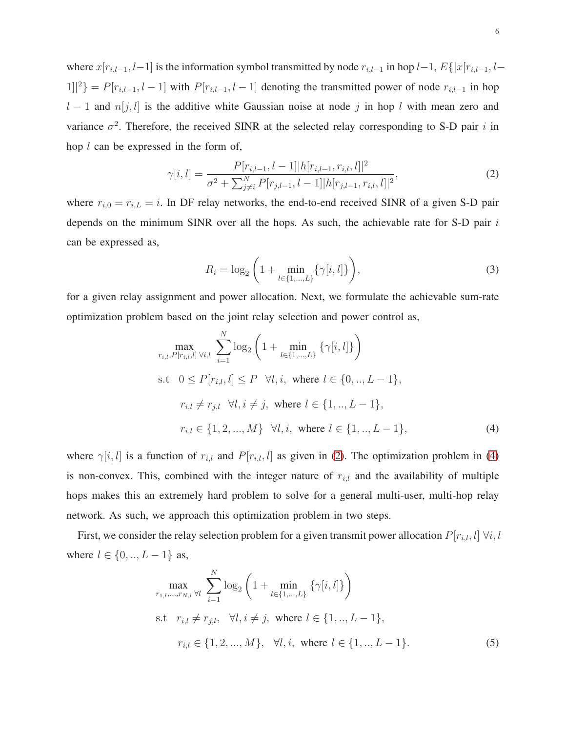where $x[r_{i,l-1}, l-1]$ is the information symbol transmitted by node $r_{i,l-1}$ in hop $l-1$, $E\{|x[r_{i,l-1}, l-1]|^2\} = P[r_{i,l-1}, l-1]$ with $P[r_{i,l-1}, l-1]$ denoting the transmitted power of node $r_{i,l-1}$ in hop $l-1$ and $n[j, l]$ is the additive white Gaussian noise at node $j$ in hop $l$ with mean zero and variance $\sigma^2$. Therefore, the received SINR at the selected relay corresponding to S-D pair $i$ in hop $l$ can be expressed in the form of,

$$\gamma[i, l] = \frac{P[r_{i,l-1}, l-1]|h[r_{i,l-1}, r_{i,l}, l]|^2}{\sigma^2 + \sum_{j \neq i}^{N} P[r_{j,l-1}, l-1]|h[r_{j,l-1}, r_{i,l}, l]|^2}, \tag{2}$$

where $r_{i,0} = r_{i,L} = i$. In DF relay networks, the end-to-end received SINR of a given S-D pair depends on the minimum SINR over all the hops. As such, the achievable rate for S-D pair $i$ can be expressed as,

$$R_i = \log_2\left(1 + \min_{l \in \{1,\ldots,L\}} \{\gamma[i, l]\}\right), \tag{3}$$

for a given relay assignment and power allocation. Next, we formulate the achievable sum-rate optimization problem based on the joint relay selection and power control as,

$$\begin{aligned}
&\max_{r_{i,l}, P[r_{i,l}, l] \ \forall i,l} \ \sum_{i=1}^{N} \log_2\left(1 + \min_{l \in \{1,\ldots,L\}} \{\gamma[i, l]\}\right) \\
&\text{s.t} \quad 0 \leq P[r_{i,l}, l] \leq P \quad \forall l, i, \ \text{ where } l \in \{0, .., L-1\}, \\
&\qquad r_{i,l} \neq r_{j,l} \quad \forall l, i \neq j, \ \text{ where } l \in \{1, .., L-1\}, \\
&\qquad r_{i,l} \in \{1, 2, ..., M\} \quad \forall l, i, \ \text{ where } l \in \{1, .., L-1\},
\end{aligned} \tag{4}$$

where $\gamma[i, l]$ is a function of $r_{i,l}$ and $P[r_{i,l}, l]$ as given in (2). The optimization problem in (4) is non-convex. This, combined with the integer nature of $r_{i,l}$ and the availability of multiple hops makes this an extremely hard problem to solve for a general multi-user, multi-hop relay network. As such, we approach this optimization problem in two steps.

First, we consider the relay selection problem for a given transmit power allocation $P[r_{i,l}, l] \ \forall i, l$ where $l \in \{0, .., L-1\}$ as,

$$\begin{aligned}
&\max_{r_{1,l}, \ldots, r_{N,l} \ \forall l} \ \sum_{i=1}^{N} \log_2\left(1 + \min_{l \in \{1,\ldots,L\}} \{\gamma[i, l]\}\right) \\
&\text{s.t} \quad r_{i,l} \neq r_{j,l}, \quad \forall l, i \neq j, \ \text{ where } l \in \{1, .., L-1\}, \\
&\qquad r_{i,l} \in \{1, 2, ..., M\}, \quad \forall l, i, \ \text{ where } l \in \{1, .., L-1\}.
\end{aligned} \tag{5}$$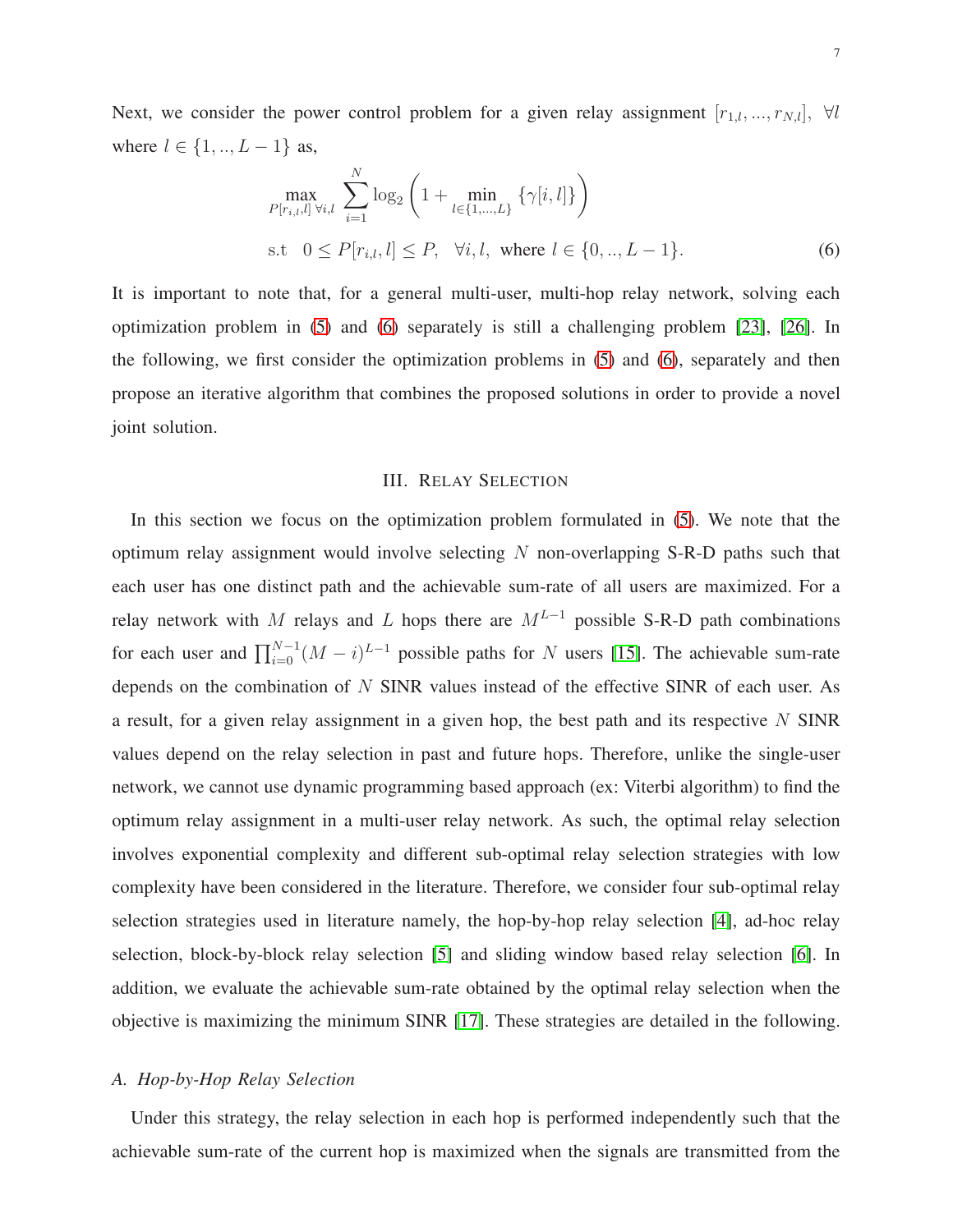Next, we consider the power control problem for a given relay assignment $[r_{1,l}, ..., r_{N,l}],\ \forall l$ where $l \in \{1, .., L-1\}$ as,

$$\max_{P[r_{i,l},l]\ \forall i,l} \sum_{i=1}^{N} \log_2\left(1 + \min_{l\in\{1,...,L\}} \{\gamma[i,l]\}\right)$$
$$\text{s.t} \quad 0 \leq P[r_{i,l}, l] \leq P, \quad \forall i, l, \text{ where } l \in \{0, .., L-1\}. \tag{6}$$

It is important to note that, for a general multi-user, multi-hop relay network, solving each optimization problem in (5) and (6) separately is still a challenging problem [23], [26]. In the following, we first consider the optimization problems in (5) and (6), separately and then propose an iterative algorithm that combines the proposed solutions in order to provide a novel joint solution.

## III. Relay Selection

In this section we focus on the optimization problem formulated in (5). We note that the optimum relay assignment would involve selecting $N$ non-overlapping S-R-D paths such that each user has one distinct path and the achievable sum-rate of all users are maximized. For a relay network with $M$ relays and $L$ hops there are $M^{L-1}$ possible S-R-D path combinations for each user and $\prod_{i=0}^{N-1}(M-i)^{L-1}$ possible paths for $N$ users [15]. The achievable sum-rate depends on the combination of $N$ SINR values instead of the effective SINR of each user. As a result, for a given relay assignment in a given hop, the best path and its respective $N$ SINR values depend on the relay selection in past and future hops. Therefore, unlike the single-user network, we cannot use dynamic programming based approach (ex: Viterbi algorithm) to find the optimum relay assignment in a multi-user relay network. As such, the optimal relay selection involves exponential complexity and different sub-optimal relay selection strategies with low complexity have been considered in the literature. Therefore, we consider four sub-optimal relay selection strategies used in literature namely, the hop-by-hop relay selection [4], ad-hoc relay selection, block-by-block relay selection [5] and sliding window based relay selection [6]. In addition, we evaluate the achievable sum-rate obtained by the optimal relay selection when the objective is maximizing the minimum SINR [17]. These strategies are detailed in the following.

### A. Hop-by-Hop Relay Selection

Under this strategy, the relay selection in each hop is performed independently such that the achievable sum-rate of the current hop is maximized when the signals are transmitted from the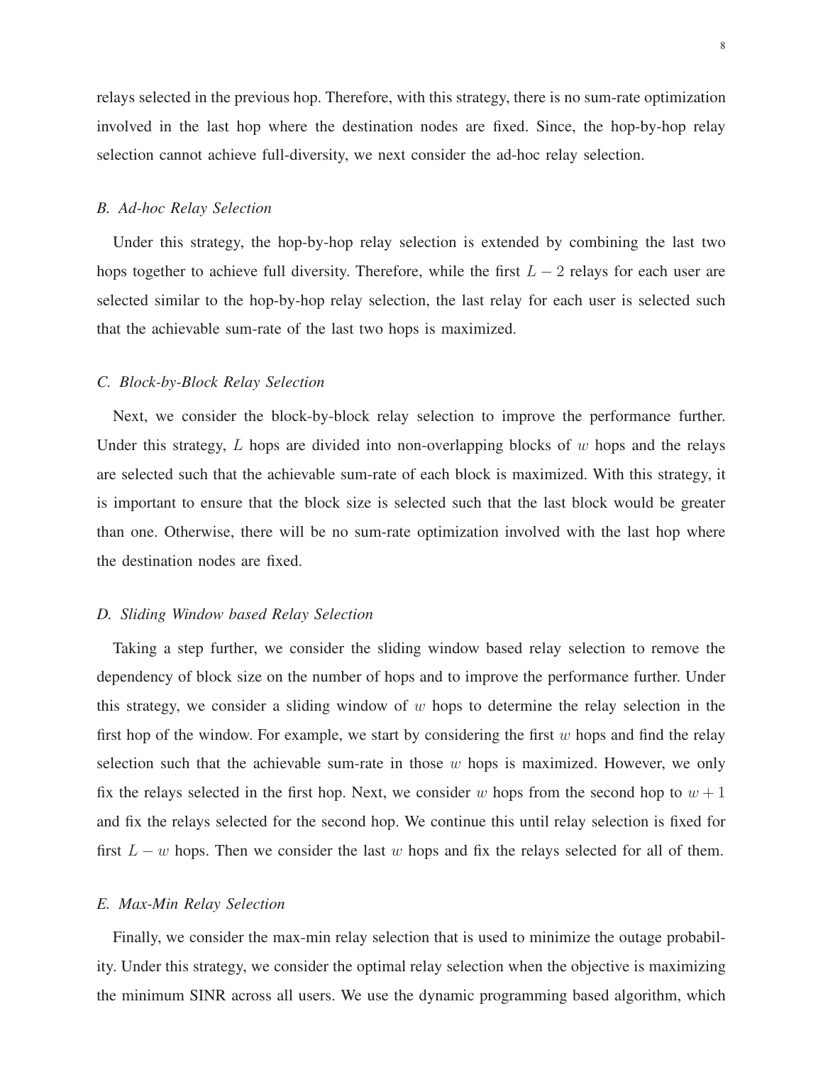relays selected in the previous hop. Therefore, with this strategy, there is no sum-rate optimization involved in the last hop where the destination nodes are fixed. Since, the hop-by-hop relay selection cannot achieve full-diversity, we next consider the ad-hoc relay selection.

### *B. Ad-hoc Relay Selection*

Under this strategy, the hop-by-hop relay selection is extended by combining the last two hops together to achieve full diversity. Therefore, while the first $L-2$ relays for each user are selected similar to the hop-by-hop relay selection, the last relay for each user is selected such that the achievable sum-rate of the last two hops is maximized.

### *C. Block-by-Block Relay Selection*

Next, we consider the block-by-block relay selection to improve the performance further. Under this strategy, $L$ hops are divided into non-overlapping blocks of $w$ hops and the relays are selected such that the achievable sum-rate of each block is maximized. With this strategy, it is important to ensure that the block size is selected such that the last block would be greater than one. Otherwise, there will be no sum-rate optimization involved with the last hop where the destination nodes are fixed.

### *D. Sliding Window based Relay Selection*

Taking a step further, we consider the sliding window based relay selection to remove the dependency of block size on the number of hops and to improve the performance further. Under this strategy, we consider a sliding window of $w$ hops to determine the relay selection in the first hop of the window. For example, we start by considering the first $w$ hops and find the relay selection such that the achievable sum-rate in those $w$ hops is maximized. However, we only fix the relays selected in the first hop. Next, we consider $w$ hops from the second hop to $w+1$ and fix the relays selected for the second hop. We continue this until relay selection is fixed for first $L-w$ hops. Then we consider the last $w$ hops and fix the relays selected for all of them.

### *E. Max-Min Relay Selection*

Finally, we consider the max-min relay selection that is used to minimize the outage probability. Under this strategy, we consider the optimal relay selection when the objective is maximizing the minimum SINR across all users. We use the dynamic programming based algorithm, which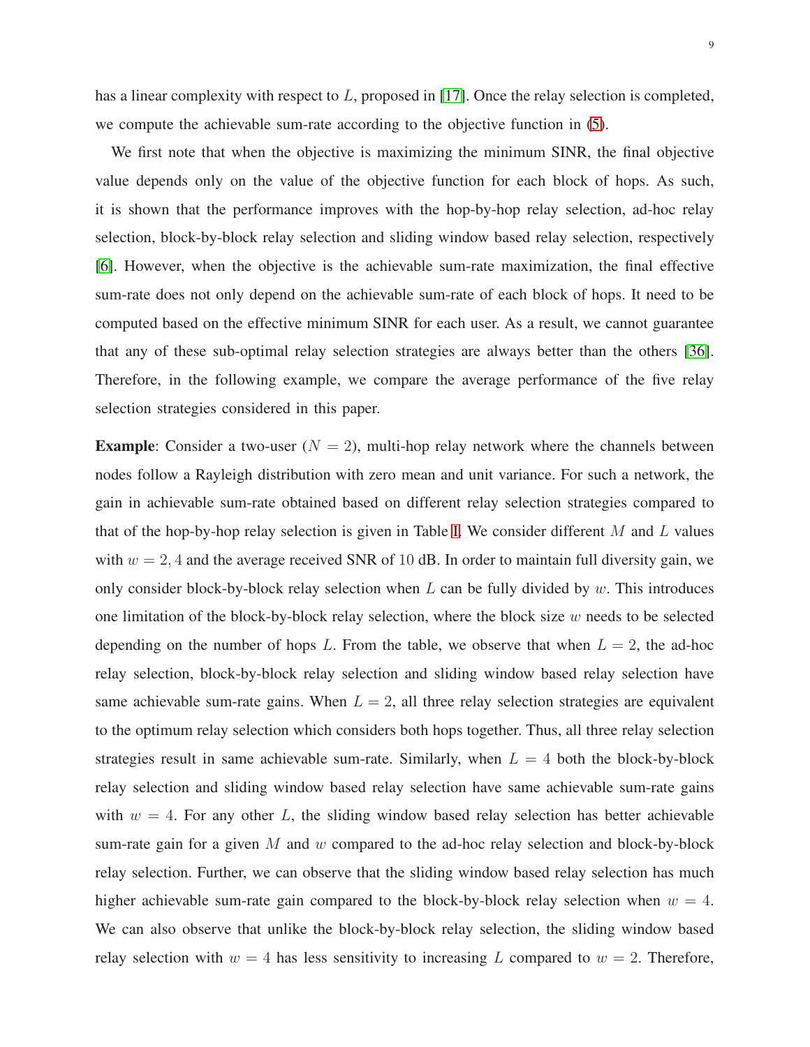has a linear complexity with respect to $L$, proposed in [17]. Once the relay selection is completed, we compute the achievable sum-rate according to the objective function in (5).

We first note that when the objective is maximizing the minimum SINR, the final objective value depends only on the value of the objective function for each block of hops. As such, it is shown that the performance improves with the hop-by-hop relay selection, ad-hoc relay selection, block-by-block relay selection and sliding window based relay selection, respectively [6]. However, when the objective is the achievable sum-rate maximization, the final effective sum-rate does not only depend on the achievable sum-rate of each block of hops. It need to be computed based on the effective minimum SINR for each user. As a result, we cannot guarantee that any of these sub-optimal relay selection strategies are always better than the others [36]. Therefore, in the following example, we compare the average performance of the five relay selection strategies considered in this paper.

**Example**: Consider a two-user ($N = 2$), multi-hop relay network where the channels between nodes follow a Rayleigh distribution with zero mean and unit variance. For such a network, the gain in achievable sum-rate obtained based on different relay selection strategies compared to that of the hop-by-hop relay selection is given in Table I. We consider different $M$ and $L$ values with $w = 2, 4$ and the average received SNR of 10 dB. In order to maintain full diversity gain, we only consider block-by-block relay selection when $L$ can be fully divided by $w$. This introduces one limitation of the block-by-block relay selection, where the block size $w$ needs to be selected depending on the number of hops $L$. From the table, we observe that when $L = 2$, the ad-hoc relay selection, block-by-block relay selection and sliding window based relay selection have same achievable sum-rate gains. When $L = 2$, all three relay selection strategies are equivalent to the optimum relay selection which considers both hops together. Thus, all three relay selection strategies result in same achievable sum-rate. Similarly, when $L = 4$ both the block-by-block relay selection and sliding window based relay selection have same achievable sum-rate gains with $w = 4$. For any other $L$, the sliding window based relay selection has better achievable sum-rate gain for a given $M$ and $w$ compared to the ad-hoc relay selection and block-by-block relay selection. Further, we can observe that the sliding window based relay selection has much higher achievable sum-rate gain compared to the block-by-block relay selection when $w = 4$. We can also observe that unlike the block-by-block relay selection, the sliding window based relay selection with $w = 4$ has less sensitivity to increasing $L$ compared to $w = 2$. Therefore,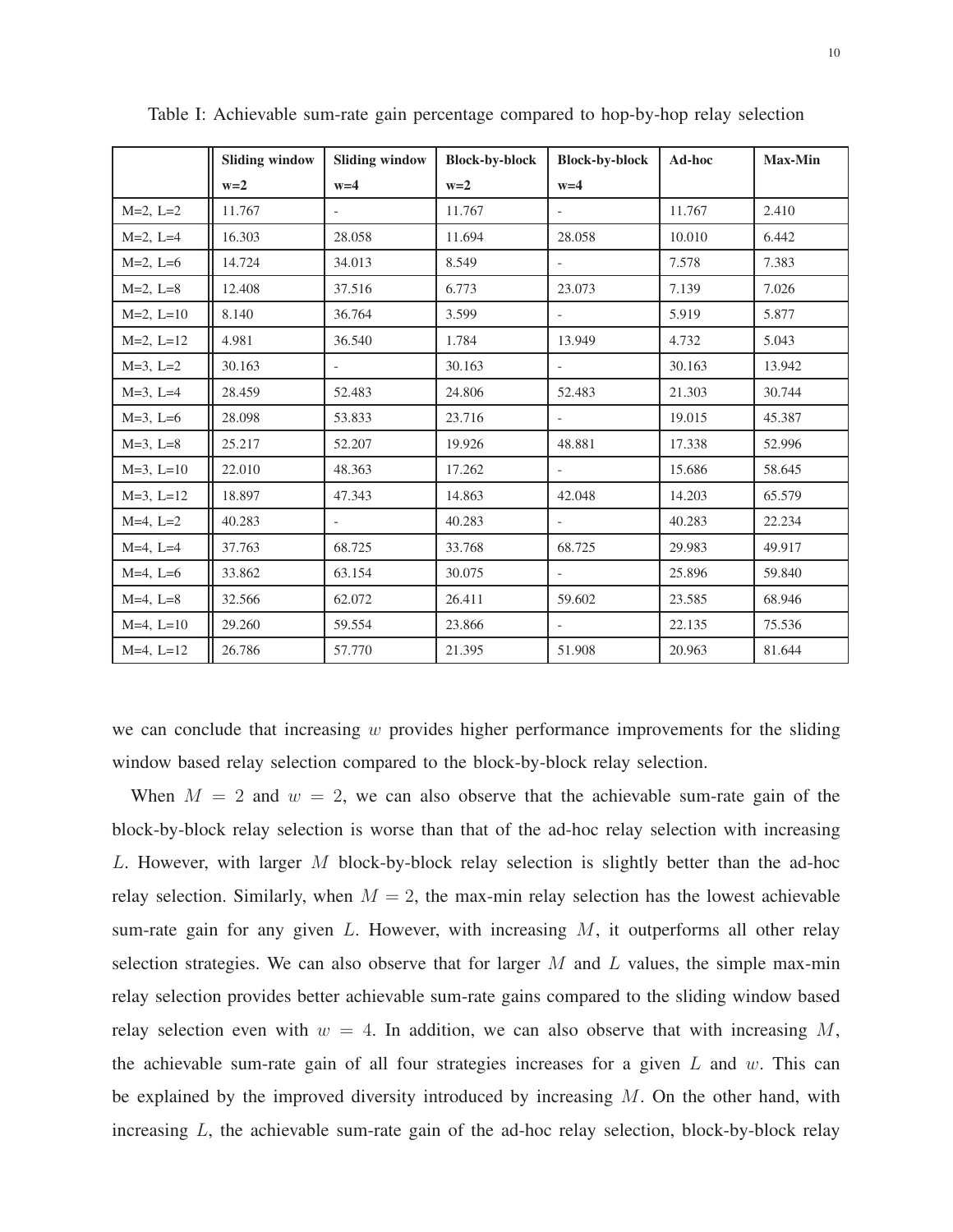Table I: Achievable sum-rate gain percentage compared to hop-by-hop relay selection

| | Sliding window w=2 | Sliding window w=4 | Block-by-block w=2 | Block-by-block w=4 | Ad-hoc | Max-Min |
|---|---|---|---|---|---|---|
| M=2, L=2 | 11.767 | - | 11.767 | - | 11.767 | 2.410 |
| M=2, L=4 | 16.303 | 28.058 | 11.694 | 28.058 | 10.010 | 6.442 |
| M=2, L=6 | 14.724 | 34.013 | 8.549 | - | 7.578 | 7.383 |
| M=2, L=8 | 12.408 | 37.516 | 6.773 | 23.073 | 7.139 | 7.026 |
| M=2, L=10 | 8.140 | 36.764 | 3.599 | - | 5.919 | 5.877 |
| M=2, L=12 | 4.981 | 36.540 | 1.784 | 13.949 | 4.732 | 5.043 |
| M=3, L=2 | 30.163 | - | 30.163 | - | 30.163 | 13.942 |
| M=3, L=4 | 28.459 | 52.483 | 24.806 | 52.483 | 21.303 | 30.744 |
| M=3, L=6 | 28.098 | 53.833 | 23.716 | - | 19.015 | 45.387 |
| M=3, L=8 | 25.217 | 52.207 | 19.926 | 48.881 | 17.338 | 52.996 |
| M=3, L=10 | 22.010 | 48.363 | 17.262 | - | 15.686 | 58.645 |
| M=3, L=12 | 18.897 | 47.343 | 14.863 | 42.048 | 14.203 | 65.579 |
| M=4, L=2 | 40.283 | - | 40.283 | - | 40.283 | 22.234 |
| M=4, L=4 | 37.763 | 68.725 | 33.768 | 68.725 | 29.983 | 49.917 |
| M=4, L=6 | 33.862 | 63.154 | 30.075 | - | 25.896 | 59.840 |
| M=4, L=8 | 32.566 | 62.072 | 26.411 | 59.602 | 23.585 | 68.946 |
| M=4, L=10 | 29.260 | 59.554 | 23.866 | - | 22.135 | 75.536 |
| M=4, L=12 | 26.786 | 57.770 | 21.395 | 51.908 | 20.963 | 81.644 |

we can conclude that increasing $w$ provides higher performance improvements for the sliding window based relay selection compared to the block-by-block relay selection.

When $M = 2$ and $w = 2$, we can also observe that the achievable sum-rate gain of the block-by-block relay selection is worse than that of the ad-hoc relay selection with increasing $L$. However, with larger $M$ block-by-block relay selection is slightly better than the ad-hoc relay selection. Similarly, when $M = 2$, the max-min relay selection has the lowest achievable sum-rate gain for any given $L$. However, with increasing $M$, it outperforms all other relay selection strategies. We can also observe that for larger $M$ and $L$ values, the simple max-min relay selection provides better achievable sum-rate gains compared to the sliding window based relay selection even with $w = 4$. In addition, we can also observe that with increasing $M$, the achievable sum-rate gain of all four strategies increases for a given $L$ and $w$. This can be explained by the improved diversity introduced by increasing $M$. On the other hand, with increasing $L$, the achievable sum-rate gain of the ad-hoc relay selection, block-by-block relay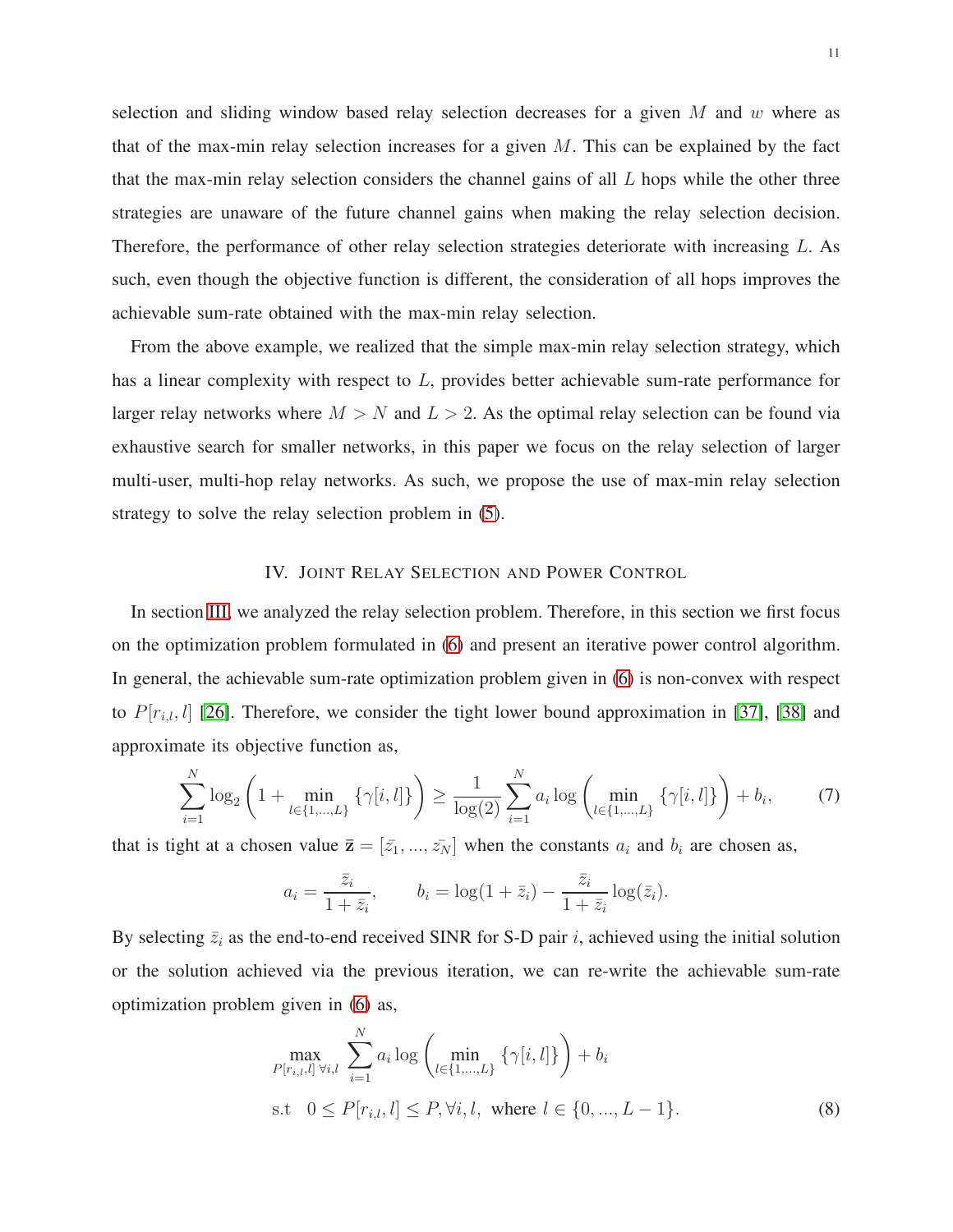selection and sliding window based relay selection decreases for a given $M$ and $w$ where as that of the max-min relay selection increases for a given $M$. This can be explained by the fact that the max-min relay selection considers the channel gains of all $L$ hops while the other three strategies are unaware of the future channel gains when making the relay selection decision. Therefore, the performance of other relay selection strategies deteriorate with increasing $L$. As such, even though the objective function is different, the consideration of all hops improves the achievable sum-rate obtained with the max-min relay selection.

From the above example, we realized that the simple max-min relay selection strategy, which has a linear complexity with respect to $L$, provides better achievable sum-rate performance for larger relay networks where $M > N$ and $L > 2$. As the optimal relay selection can be found via exhaustive search for smaller networks, in this paper we focus on the relay selection of larger multi-user, multi-hop relay networks. As such, we propose the use of max-min relay selection strategy to solve the relay selection problem in (5).

## IV. Joint Relay Selection and Power Control

In section III, we analyzed the relay selection problem. Therefore, in this section we first focus on the optimization problem formulated in (6) and present an iterative power control algorithm. In general, the achievable sum-rate optimization problem given in (6) is non-convex with respect to $P[r_{i,l}, l]$ [26]. Therefore, we consider the tight lower bound approximation in [37], [38] and approximate its objective function as,

$$\sum_{i=1}^{N} \log_2 \left( 1 + \min_{l \in \{1,\ldots,L\}} \{\gamma[i,l]\} \right) \geq \frac{1}{\log(2)} \sum_{i=1}^{N} a_i \log \left( \min_{l \in \{1,\ldots,L\}} \{\gamma[i,l]\} \right) + b_i, \tag{7}$$

that is tight at a chosen value $\bar{\mathbf{z}} = [\bar{z_1}, \ldots, \bar{z_N}]$ when the constants $a_i$ and $b_i$ are chosen as,

$$a_i = \frac{\bar{z}_i}{1 + \bar{z}_i}, \qquad b_i = \log(1 + \bar{z}_i) - \frac{\bar{z}_i}{1 + \bar{z}_i} \log(\bar{z}_i).$$

By selecting $\bar{z}_i$ as the end-to-end received SINR for S-D pair $i$, achieved using the initial solution or the solution achieved via the previous iteration, we can re-write the achievable sum-rate optimization problem given in (6) as,

$$\begin{aligned} &\max_{P[r_{i,l},l]\ \forall i,l} \sum_{i=1}^{N} a_i \log \left( \min_{l \in \{1,\ldots,L\}} \{\gamma[i,l]\} \right) + b_i \\ &\text{s.t} \quad 0 \leq P[r_{i,l}, l] \leq P, \forall i, l, \ \text{where } l \in \{0, \ldots, L-1\}. \end{aligned} \tag{8}$$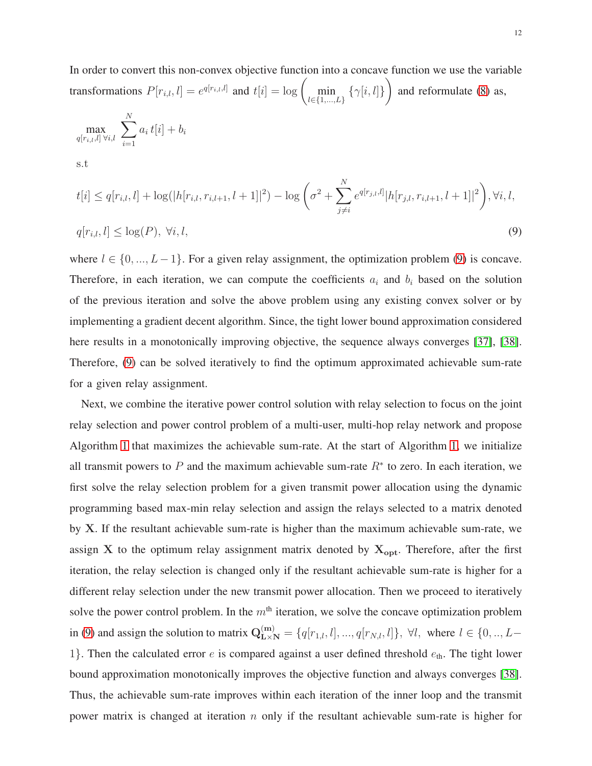In order to convert this non-convex objective function into a concave function we use the variable transformations $P[r_{i,l}, l] = e^{q[r_{i,l},l]}$ and $t[i] = \log\left(\min_{l\in\{1,...,L\}} \{\gamma[i,l]\}\right)$ and reformulate (8) as,

$$
\begin{aligned}
&\max_{q[r_{i,l},l]\ \forall i,l} \ \sum_{i=1}^{N} a_i\, t[i] + b_i \\
&\text{s.t} \\
&t[i] \leq q[r_{i,l}, l] + \log(|h[r_{i,l}, r_{i,l+1}, l+1]|^2) - \log\left(\sigma^2 + \sum_{j\neq i}^{N} e^{q[r_{j,l},l]}|h[r_{j,l}, r_{i,l+1}, l+1]|^2\right), \forall i, l, \\
&q[r_{i,l}, l] \leq \log(P),\ \forall i, l,
\end{aligned} \tag{9}
$$

where $l \in \{0, ..., L-1\}$. For a given relay assignment, the optimization problem (9) is concave. Therefore, in each iteration, we can compute the coefficients $a_i$ and $b_i$ based on the solution of the previous iteration and solve the above problem using any existing convex solver or by implementing a gradient decent algorithm. Since, the tight lower bound approximation considered here results in a monotonically improving objective, the sequence always converges [37], [38]. Therefore, (9) can be solved iteratively to find the optimum approximated achievable sum-rate for a given relay assignment.

Next, we combine the iterative power control solution with relay selection to focus on the joint relay selection and power control problem of a multi-user, multi-hop relay network and propose Algorithm 1 that maximizes the achievable sum-rate. At the start of Algorithm 1, we initialize all transmit powers to $P$ and the maximum achievable sum-rate $R^*$ to zero. In each iteration, we first solve the relay selection problem for a given transmit power allocation using the dynamic programming based max-min relay selection and assign the relays selected to a matrix denoted by $\mathbf{X}$. If the resultant achievable sum-rate is higher than the maximum achievable sum-rate, we assign $\mathbf{X}$ to the optimum relay assignment matrix denoted by $\mathbf{X_{opt}}$. Therefore, after the first iteration, the relay selection is changed only if the resultant achievable sum-rate is higher for a different relay selection under the new transmit power allocation. Then we proceed to iteratively solve the power control problem. In the $m^{\text{th}}$ iteration, we solve the concave optimization problem in (9) and assign the solution to matrix $\mathbf{Q^{(m)}_{L\times N}} = \{q[r_{1,l}, l], ..., q[r_{N,l}, l]\},\ \forall l,$ where $l \in \{0, .., L-1\}$. Then the calculated error $e$ is compared against a user defined threshold $e_{\text{th}}$. The tight lower bound approximation monotonically improves the objective function and always converges [38]. Thus, the achievable sum-rate improves within each iteration of the inner loop and the transmit power matrix is changed at iteration $n$ only if the resultant achievable sum-rate is higher for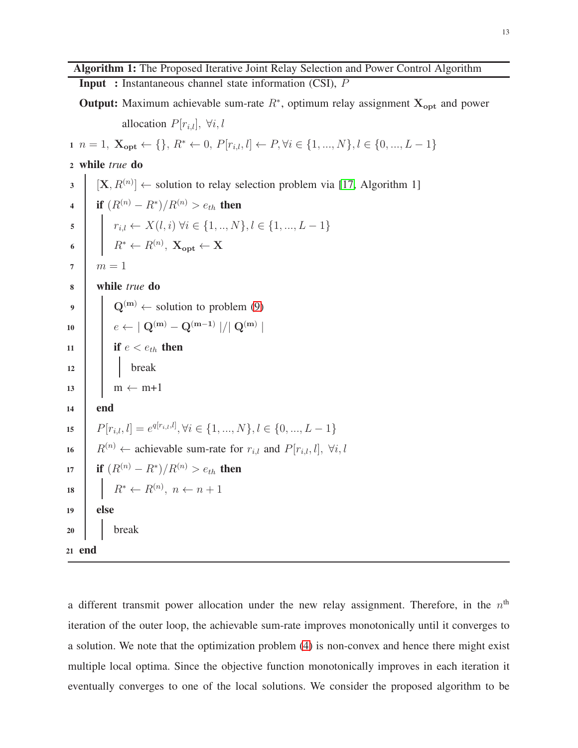**Algorithm 1:** The Proposed Iterative Joint Relay Selection and Power Control Algorithm

**Input :** Instantaneous channel state information (CSI), $P$

**Output:** Maximum achievable sum-rate $R^*$, optimum relay assignment $\mathbf{X_{opt}}$ and power allocation $P[r_{i,l}],\ \forall i, l$

```
1  n = 1, X_opt ← {}, R* ← 0, P[r_{i,l}, l] ← P, ∀i ∈ {1, ..., N}, l ∈ {0, ..., L − 1}
2  while true do
3      [X, R^(n)] ← solution to relay selection problem via [17, Algorithm 1]
4      if (R^(n) − R*)/R^(n) > e_th then
5          r_{i,l} ← X(l, i) ∀i ∈ {1, .., N}, l ∈ {1, ..., L − 1}
6          R* ← R^(n), X_opt ← X
7      m = 1
8      while true do
9          Q^(m) ← solution to problem (9)
10         e ← | Q^(m) − Q^(m−1) |/| Q^(m) |
11         if e < e_th then
12             break
13         m ← m+1
14     end
15     P[r_{i,l}, l] = e^{q[r_{i,l}, l]}, ∀i ∈ {1, ..., N}, l ∈ {0, ..., L − 1}
16     R^(n) ← achievable sum-rate for r_{i,l} and P[r_{i,l}, l], ∀i, l
17     if (R^(n) − R*)/R^(n) > e_th then
18         R* ← R^(n), n ← n + 1
19     else
20         break
21 end
```

a different transmit power allocation under the new relay assignment. Therefore, in the $n^{\text{th}}$ iteration of the outer loop, the achievable sum-rate improves monotonically until it converges to a solution. We note that the optimization problem (4) is non-convex and hence there might exist multiple local optima. Since the objective function monotonically improves in each iteration it eventually converges to one of the local solutions. We consider the proposed algorithm to be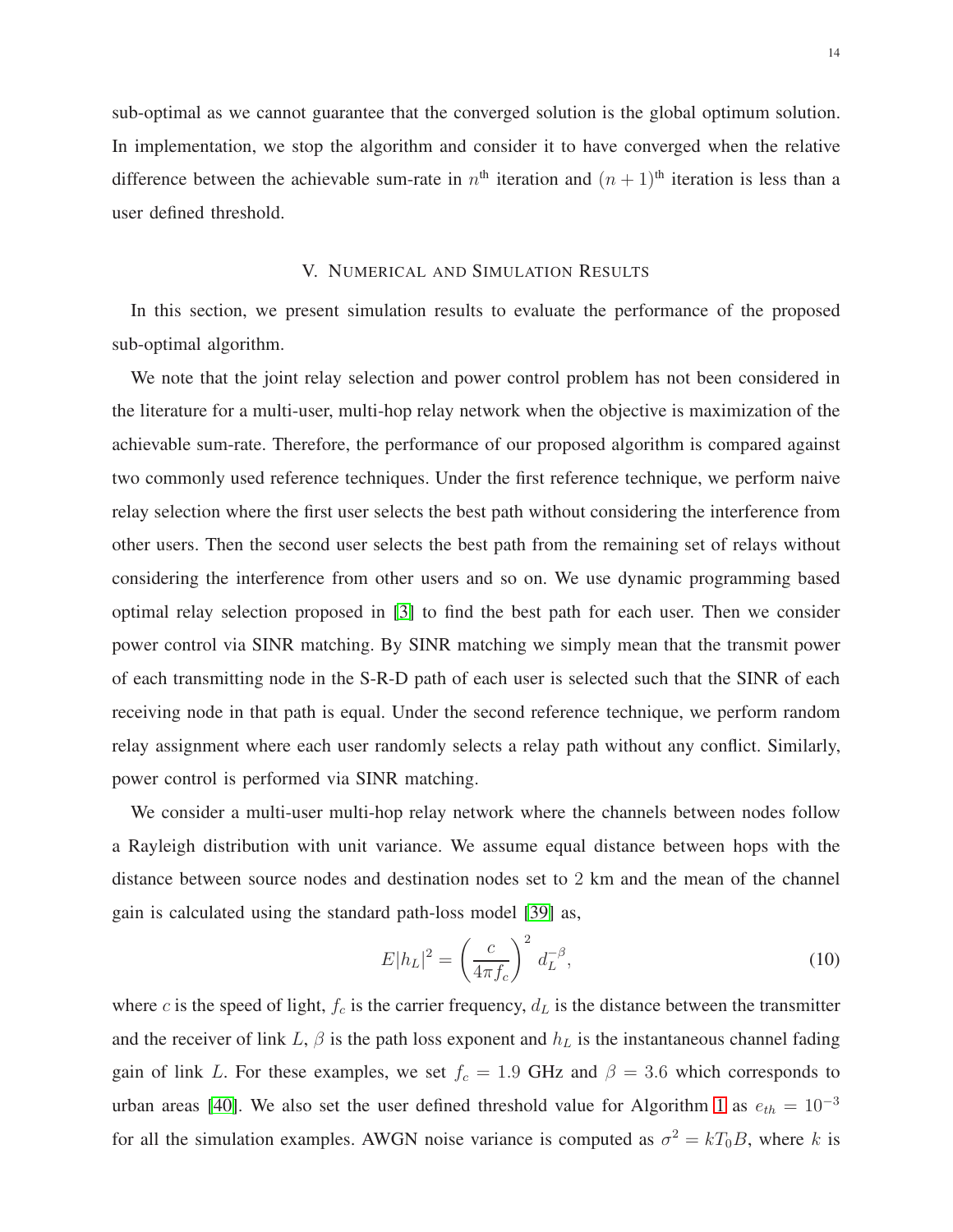sub-optimal as we cannot guarantee that the converged solution is the global optimum solution. In implementation, we stop the algorithm and consider it to have converged when the relative difference between the achievable sum-rate in $n^{\text{th}}$ iteration and $(n+1)^{\text{th}}$ iteration is less than a user defined threshold.

## V. Numerical and Simulation Results

In this section, we present simulation results to evaluate the performance of the proposed sub-optimal algorithm.

We note that the joint relay selection and power control problem has not been considered in the literature for a multi-user, multi-hop relay network when the objective is maximization of the achievable sum-rate. Therefore, the performance of our proposed algorithm is compared against two commonly used reference techniques. Under the first reference technique, we perform naive relay selection where the first user selects the best path without considering the interference from other users. Then the second user selects the best path from the remaining set of relays without considering the interference from other users and so on. We use dynamic programming based optimal relay selection proposed in [3] to find the best path for each user. Then we consider power control via SINR matching. By SINR matching we simply mean that the transmit power of each transmitting node in the S-R-D path of each user is selected such that the SINR of each receiving node in that path is equal. Under the second reference technique, we perform random relay assignment where each user randomly selects a relay path without any conflict. Similarly, power control is performed via SINR matching.

We consider a multi-user multi-hop relay network where the channels between nodes follow a Rayleigh distribution with unit variance. We assume equal distance between hops with the distance between source nodes and destination nodes set to 2 km and the mean of the channel gain is calculated using the standard path-loss model [39] as,

$$E|h_L|^2 = \left(\frac{c}{4\pi f_c}\right)^2 d_L^{-\beta}, \tag{10}$$

where $c$ is the speed of light, $f_c$ is the carrier frequency, $d_L$ is the distance between the transmitter and the receiver of link $L$, $\beta$ is the path loss exponent and $h_L$ is the instantaneous channel fading gain of link $L$. For these examples, we set $f_c = 1.9$ GHz and $\beta = 3.6$ which corresponds to urban areas [40]. We also set the user defined threshold value for Algorithm 1 as $e_{th} = 10^{-3}$ for all the simulation examples. AWGN noise variance is computed as $\sigma^2 = kT_0B$, where $k$ is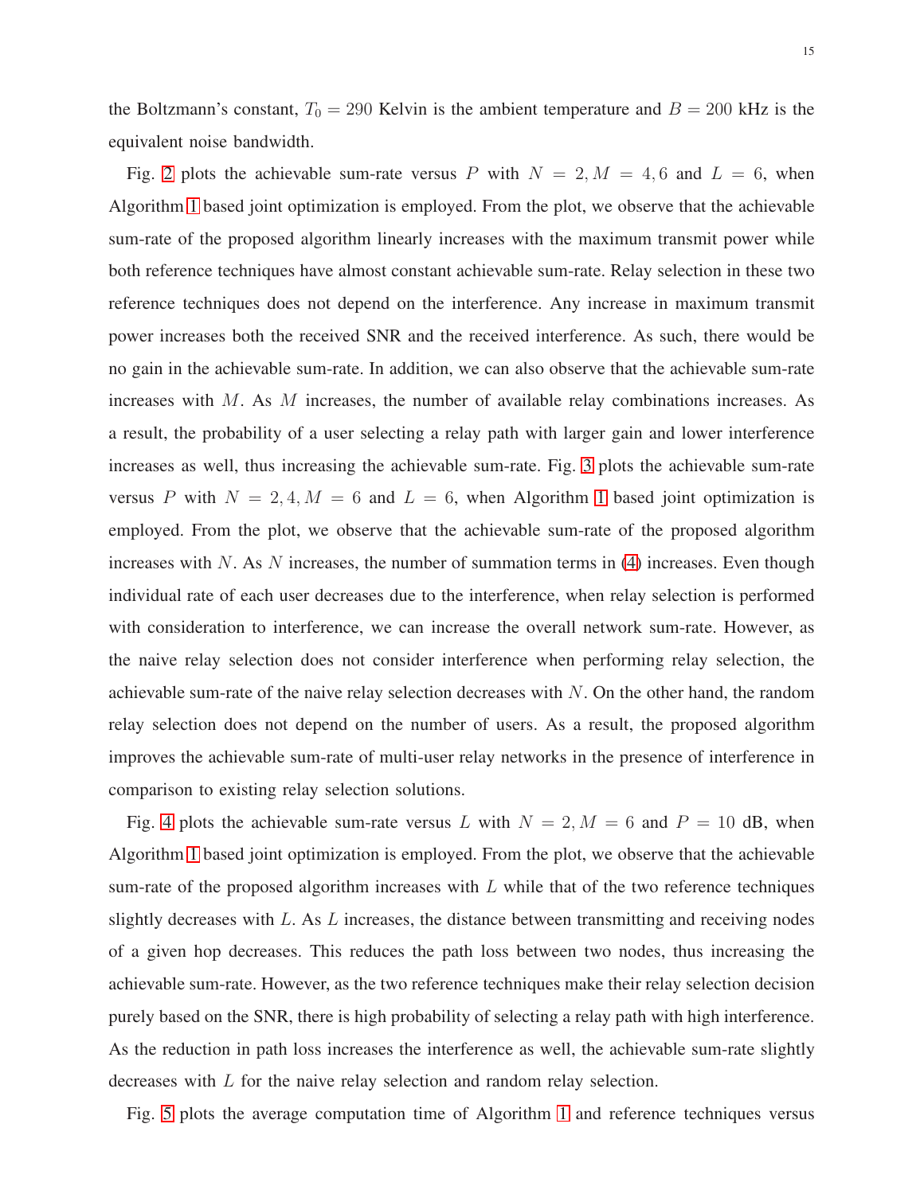the Boltzmann's constant, $T_0 = 290$ Kelvin is the ambient temperature and $B = 200$ kHz is the equivalent noise bandwidth.

Fig. 2 plots the achievable sum-rate versus $P$ with $N = 2, M = 4, 6$ and $L = 6$, when Algorithm 1 based joint optimization is employed. From the plot, we observe that the achievable sum-rate of the proposed algorithm linearly increases with the maximum transmit power while both reference techniques have almost constant achievable sum-rate. Relay selection in these two reference techniques does not depend on the interference. Any increase in maximum transmit power increases both the received SNR and the received interference. As such, there would be no gain in the achievable sum-rate. In addition, we can also observe that the achievable sum-rate increases with $M$. As $M$ increases, the number of available relay combinations increases. As a result, the probability of a user selecting a relay path with larger gain and lower interference increases as well, thus increasing the achievable sum-rate. Fig. 3 plots the achievable sum-rate versus $P$ with $N = 2, 4, M = 6$ and $L = 6$, when Algorithm 1 based joint optimization is employed. From the plot, we observe that the achievable sum-rate of the proposed algorithm increases with $N$. As $N$ increases, the number of summation terms in (4) increases. Even though individual rate of each user decreases due to the interference, when relay selection is performed with consideration to interference, we can increase the overall network sum-rate. However, as the naive relay selection does not consider interference when performing relay selection, the achievable sum-rate of the naive relay selection decreases with $N$. On the other hand, the random relay selection does not depend on the number of users. As a result, the proposed algorithm improves the achievable sum-rate of multi-user relay networks in the presence of interference in comparison to existing relay selection solutions.

Fig. 4 plots the achievable sum-rate versus $L$ with $N = 2, M = 6$ and $P = 10$ dB, when Algorithm 1 based joint optimization is employed. From the plot, we observe that the achievable sum-rate of the proposed algorithm increases with $L$ while that of the two reference techniques slightly decreases with $L$. As $L$ increases, the distance between transmitting and receiving nodes of a given hop decreases. This reduces the path loss between two nodes, thus increasing the achievable sum-rate. However, as the two reference techniques make their relay selection decision purely based on the SNR, there is high probability of selecting a relay path with high interference. As the reduction in path loss increases the interference as well, the achievable sum-rate slightly decreases with $L$ for the naive relay selection and random relay selection.

Fig. 5 plots the average computation time of Algorithm 1 and reference techniques versus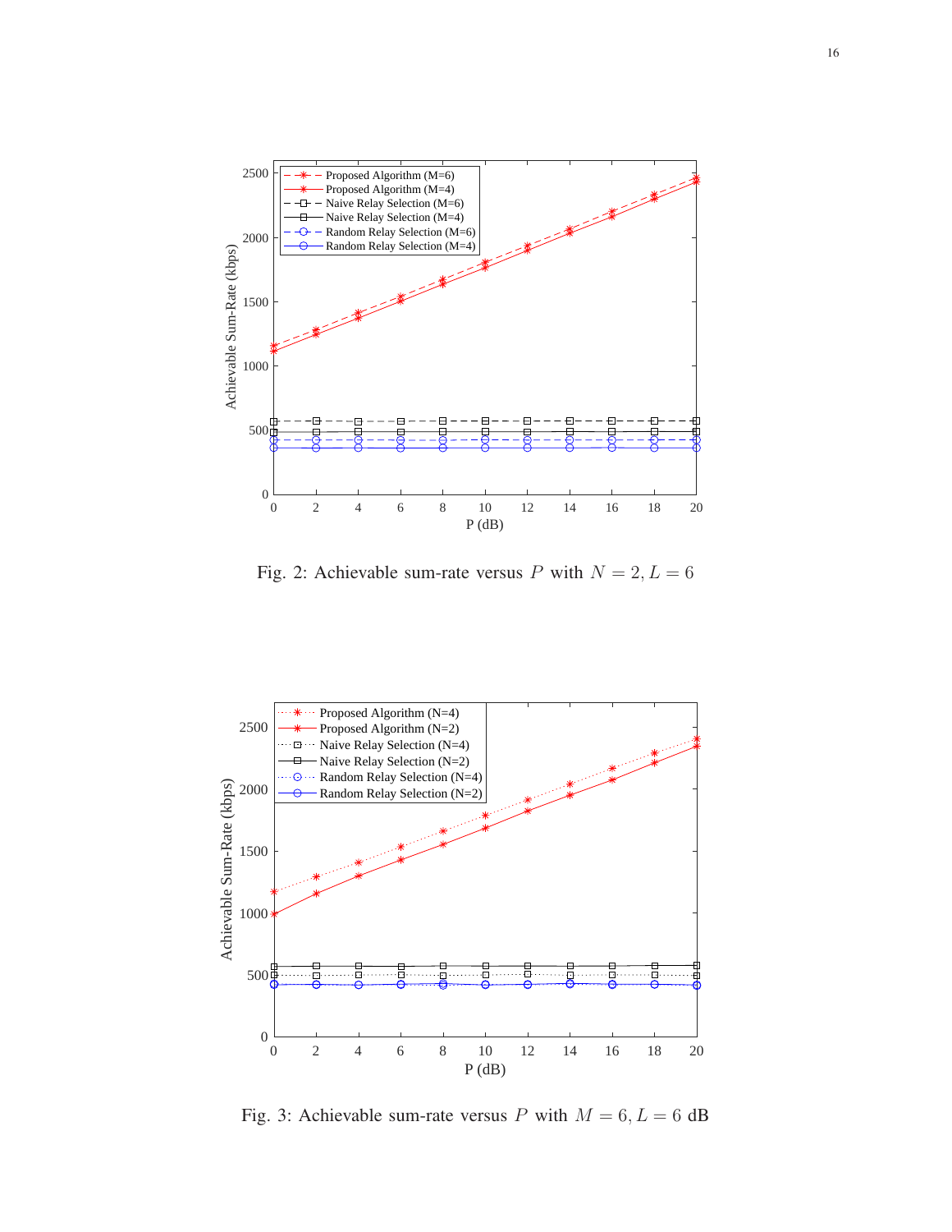Fig. 2: Achievable sum-rate versus $P$ with $N = 2, L = 6$

Fig. 3: Achievable sum-rate versus $P$ with $M = 6, L = 6$ dB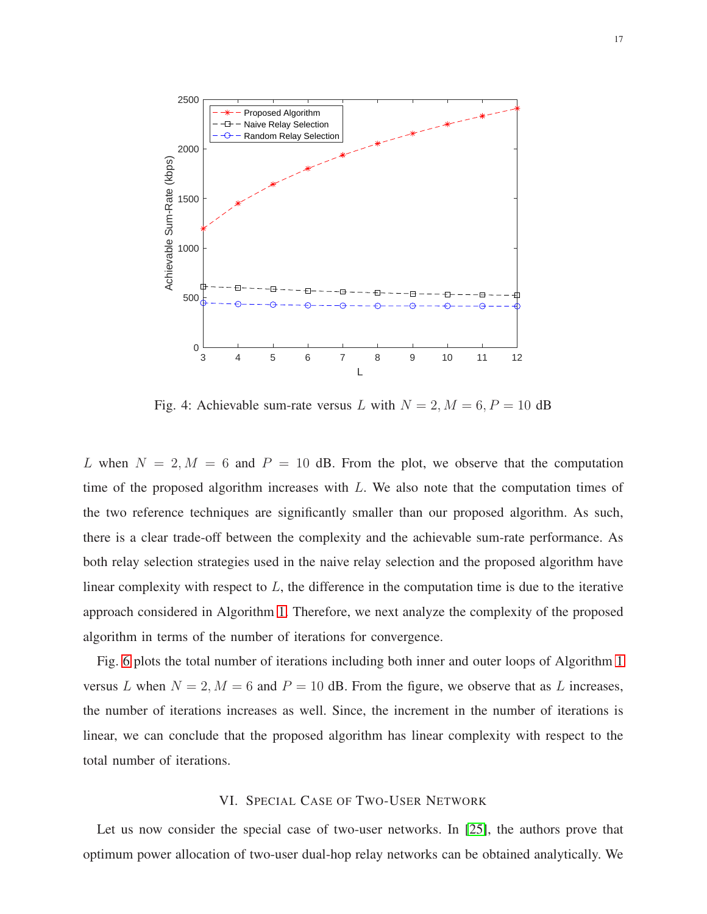Fig. 4: Achievable sum-rate versus $L$ with $N = 2, M = 6, P = 10$ dB

$L$ when $N = 2, M = 6$ and $P = 10$ dB. From the plot, we observe that the computation time of the proposed algorithm increases with $L$. We also note that the computation times of the two reference techniques are significantly smaller than our proposed algorithm. As such, there is a clear trade-off between the complexity and the achievable sum-rate performance. As both relay selection strategies used in the naive relay selection and the proposed algorithm have linear complexity with respect to $L$, the difference in the computation time is due to the iterative approach considered in Algorithm 1. Therefore, we next analyze the complexity of the proposed algorithm in terms of the number of iterations for convergence.

Fig. 6 plots the total number of iterations including both inner and outer loops of Algorithm 1 versus $L$ when $N = 2, M = 6$ and $P = 10$ dB. From the figure, we observe that as $L$ increases, the number of iterations increases as well. Since, the increment in the number of iterations is linear, we can conclude that the proposed algorithm has linear complexity with respect to the total number of iterations.

## VI. Special Case of Two-User Network

Let us now consider the special case of two-user networks. In [25], the authors prove that optimum power allocation of two-user dual-hop relay networks can be obtained analytically. We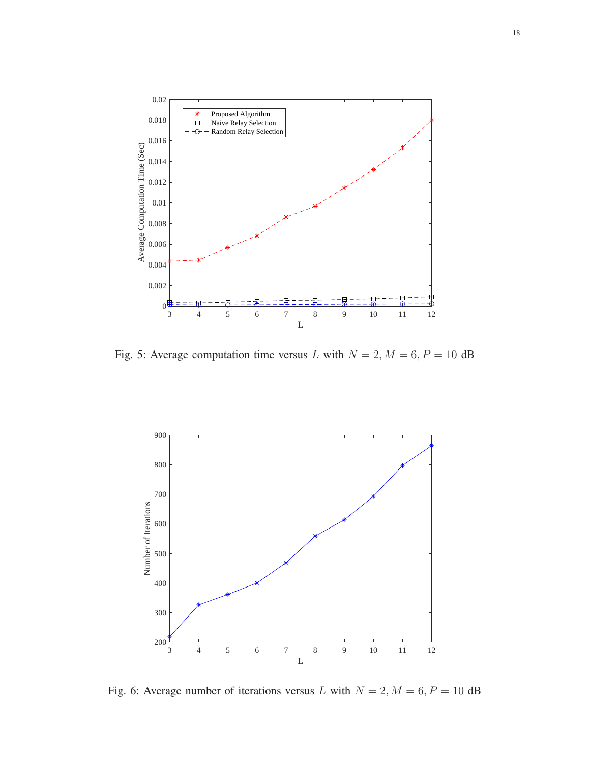Fig. 5: Average computation time versus $L$ with $N = 2, M = 6, P = 10$ dB

Fig. 6: Average number of iterations versus $L$ with $N = 2, M = 6, P = 10$ dB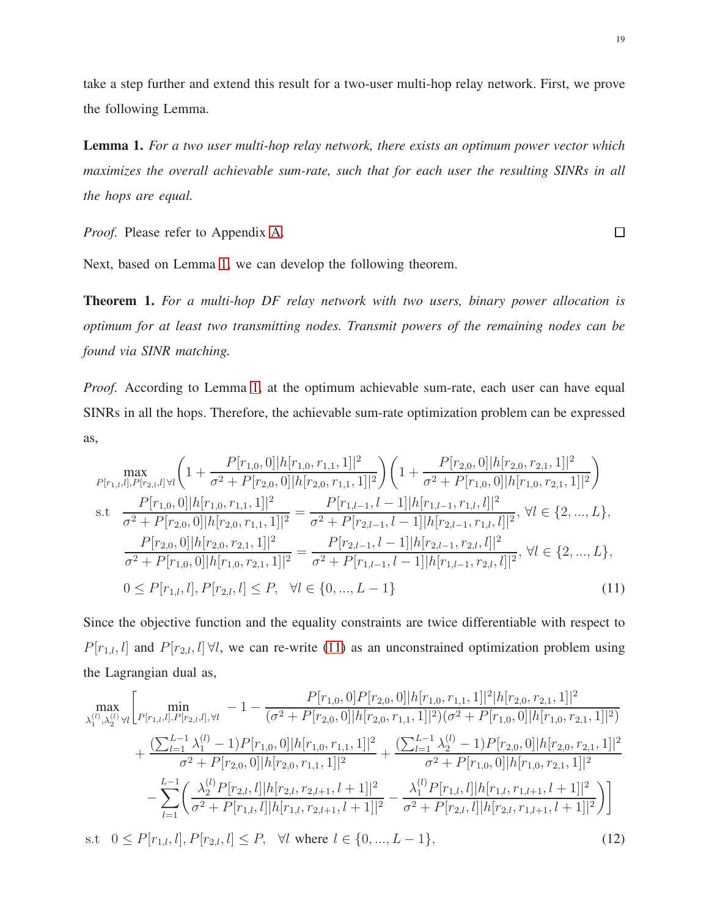take a step further and extend this result for a two-user multi-hop relay network. First, we prove the following Lemma.

**Lemma 1.** *For a two user multi-hop relay network, there exists an optimum power vector which maximizes the overall achievable sum-rate, such that for each user the resulting SINRs in all the hops are equal.*

*Proof.* Please refer to Appendix A. □

Next, based on Lemma 1, we can develop the following theorem.

**Theorem 1.** *For a multi-hop DF relay network with two users, binary power allocation is optimum for at least two transmitting nodes. Transmit powers of the remaining nodes can be found via SINR matching.*

*Proof.* According to Lemma 1, at the optimum achievable sum-rate, each user can have equal SINRs in all the hops. Therefore, the achievable sum-rate optimization problem can be expressed as,

$$
\begin{aligned}
\max_{P[r_{1,l},l],P[r_{2,l},l]\,\forall l} & \left(1+\frac{P[r_{1,0},0]|h[r_{1,0},r_{1,1},1]|^2}{\sigma^2+P[r_{2,0},0]|h[r_{2,0},r_{1,1},1]|^2}\right)\left(1+\frac{P[r_{2,0},0]|h[r_{2,0},r_{2,1},1]|^2}{\sigma^2+P[r_{1,0},0]|h[r_{1,0},r_{2,1},1]|^2}\right)\\
\text{s.t} \quad & \frac{P[r_{1,0},0]|h[r_{1,0},r_{1,1},1]|^2}{\sigma^2+P[r_{2,0},0]|h[r_{2,0},r_{1,1},1]|^2}=\frac{P[r_{1,l-1},l-1]|h[r_{1,l-1},r_{1,l},l]|^2}{\sigma^2+P[r_{2,l-1},l-1]|h[r_{2,l-1},r_{1,l},l]|^2},\ \forall l\in\{2,...,L\},\\
& \frac{P[r_{2,0},0]|h[r_{2,0},r_{2,1},1]|^2}{\sigma^2+P[r_{1,0},0]|h[r_{1,0},r_{2,1},1]|^2}=\frac{P[r_{2,l-1},l-1]|h[r_{2,l-1},r_{2,l},l]|^2}{\sigma^2+P[r_{1,l-1},l-1]|h[r_{1,l-1},r_{2,l},l]|^2},\ \forall l\in\{2,...,L\},\\
& 0\le P[r_{1,l},l],P[r_{2,l},l]\le P,\quad \forall l\in\{0,...,L-1\}
\end{aligned}
\tag{11}
$$

Since the objective function and the equality constraints are twice differentiable with respect to $P[r_{1,l},l]$ and $P[r_{2,l},l]\,\forall l$, we can re-write (11) as an unconstrained optimization problem using the Lagrangian dual as,

$$
\begin{aligned}
\max_{\lambda_1^{(l)},\lambda_2^{(l)}\,\forall l} & \Bigg[\min_{P[r_{1,l},l],P[r_{2,l},l],\forall l} -1-\frac{P[r_{1,0},0]P[r_{2,0},0]|h[r_{1,0},r_{1,1},1]|^2|h[r_{2,0},r_{2,1},1]|^2}{(\sigma^2+P[r_{2,0},0]|h[r_{2,0},r_{1,1},1]|^2)(\sigma^2+P[r_{1,0},0]|h[r_{1,0},r_{2,1},1]|^2)}\\
& +\frac{(\sum_{l=1}^{L-1}\lambda_1^{(l)}-1)P[r_{1,0},0]|h[r_{1,0},r_{1,1},1]|^2}{\sigma^2+P[r_{2,0},0]|h[r_{2,0},r_{1,1},1]|^2}+\frac{(\sum_{l=1}^{L-1}\lambda_2^{(l)}-1)P[r_{2,0},0]|h[r_{2,0},r_{2,1},1]|^2}{\sigma^2+P[r_{1,0},0]|h[r_{1,0},r_{2,1},1]|^2}\\
& -\sum_{l=1}^{L-1}\left(\frac{\lambda_2^{(l)}P[r_{2,l},l]|h[r_{2,l},r_{2,l+1},l+1]|^2}{\sigma^2+P[r_{1,l},l]|h[r_{1,l},r_{2,l+1},l+1]|^2}-\frac{\lambda_1^{(l)}P[r_{1,l},l]|h[r_{1,l},r_{1,l+1},l+1]|^2}{\sigma^2+P[r_{2,l},l]|h[r_{2,l},r_{1,l+1},l+1]|^2}\right)\Bigg]\\
\text{s.t} \quad & 0\le P[r_{1,l},l],P[r_{2,l},l]\le P,\quad \forall l \text{ where } l\in\{0,...,L-1\},
\end{aligned}
\tag{12}
$$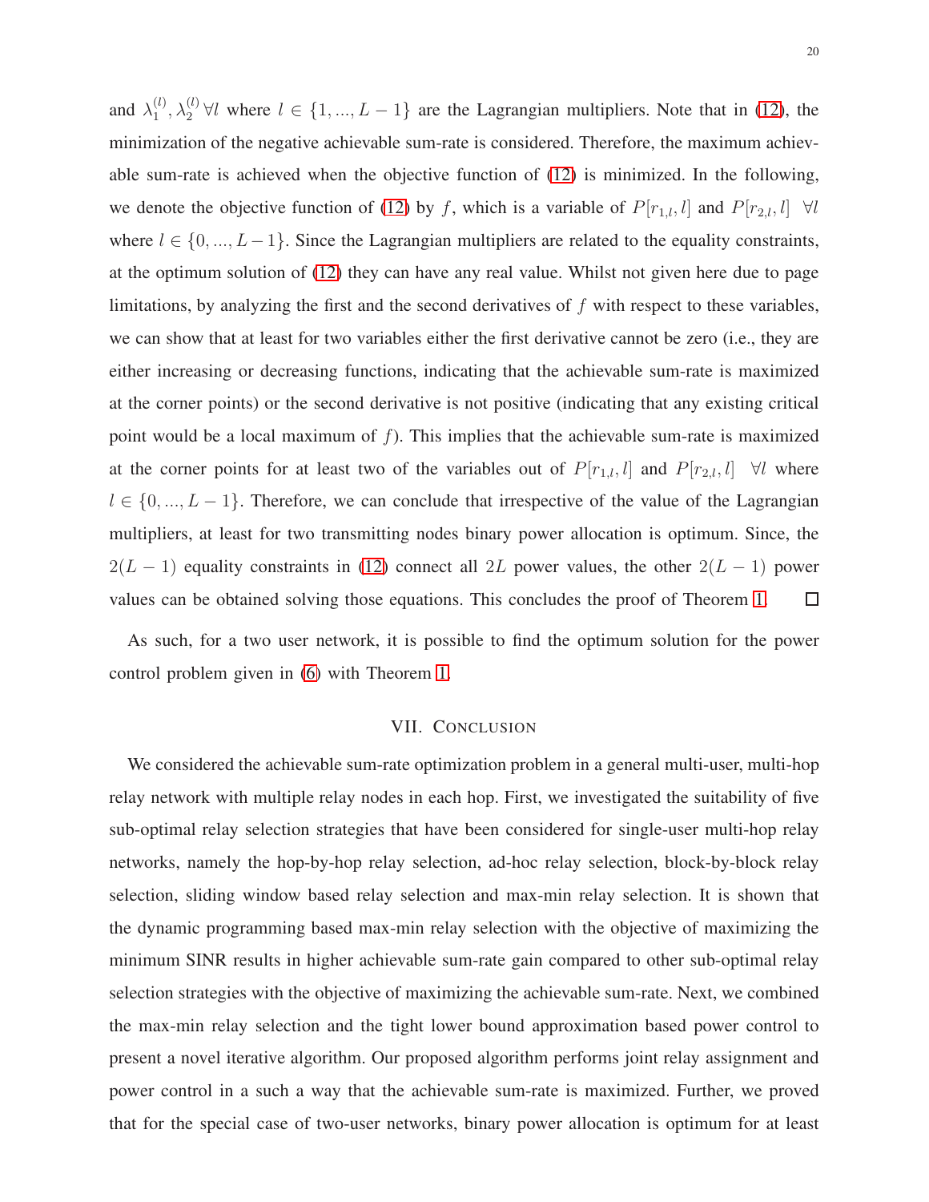and $\lambda_1^{(l)}, \lambda_2^{(l)} \, \forall l$ where $l \in \{1, ..., L-1\}$ are the Lagrangian multipliers. Note that in (12), the minimization of the negative achievable sum-rate is considered. Therefore, the maximum achievable sum-rate is achieved when the objective function of (12) is minimized. In the following, we denote the objective function of (12) by $f$, which is a variable of $P[r_{1,l}, l]$ and $P[r_{2,l}, l] \;\; \forall l$ where $l \in \{0, ..., L-1\}$. Since the Lagrangian multipliers are related to the equality constraints, at the optimum solution of (12) they can have any real value. Whilst not given here due to page limitations, by analyzing the first and the second derivatives of $f$ with respect to these variables, we can show that at least for two variables either the first derivative cannot be zero (i.e., they are either increasing or decreasing functions, indicating that the achievable sum-rate is maximized at the corner points) or the second derivative is not positive (indicating that any existing critical point would be a local maximum of $f$). This implies that the achievable sum-rate is maximized at the corner points for at least two of the variables out of $P[r_{1,l}, l]$ and $P[r_{2,l}, l] \;\; \forall l$ where $l \in \{0, ..., L-1\}$. Therefore, we can conclude that irrespective of the value of the Lagrangian multipliers, at least for two transmitting nodes binary power allocation is optimum. Since, the $2(L-1)$ equality constraints in (12) connect all $2L$ power values, the other $2(L-1)$ power values can be obtained solving those equations. This concludes the proof of Theorem 1. □

As such, for a two user network, it is possible to find the optimum solution for the power control problem given in (6) with Theorem 1.

## VII. Conclusion

We considered the achievable sum-rate optimization problem in a general multi-user, multi-hop relay network with multiple relay nodes in each hop. First, we investigated the suitability of five sub-optimal relay selection strategies that have been considered for single-user multi-hop relay networks, namely the hop-by-hop relay selection, ad-hoc relay selection, block-by-block relay selection, sliding window based relay selection and max-min relay selection. It is shown that the dynamic programming based max-min relay selection with the objective of maximizing the minimum SINR results in higher achievable sum-rate gain compared to other sub-optimal relay selection strategies with the objective of maximizing the achievable sum-rate. Next, we combined the max-min relay selection and the tight lower bound approximation based power control to present a novel iterative algorithm. Our proposed algorithm performs joint relay assignment and power control in a such a way that the achievable sum-rate is maximized. Further, we proved that for the special case of two-user networks, binary power allocation is optimum for at least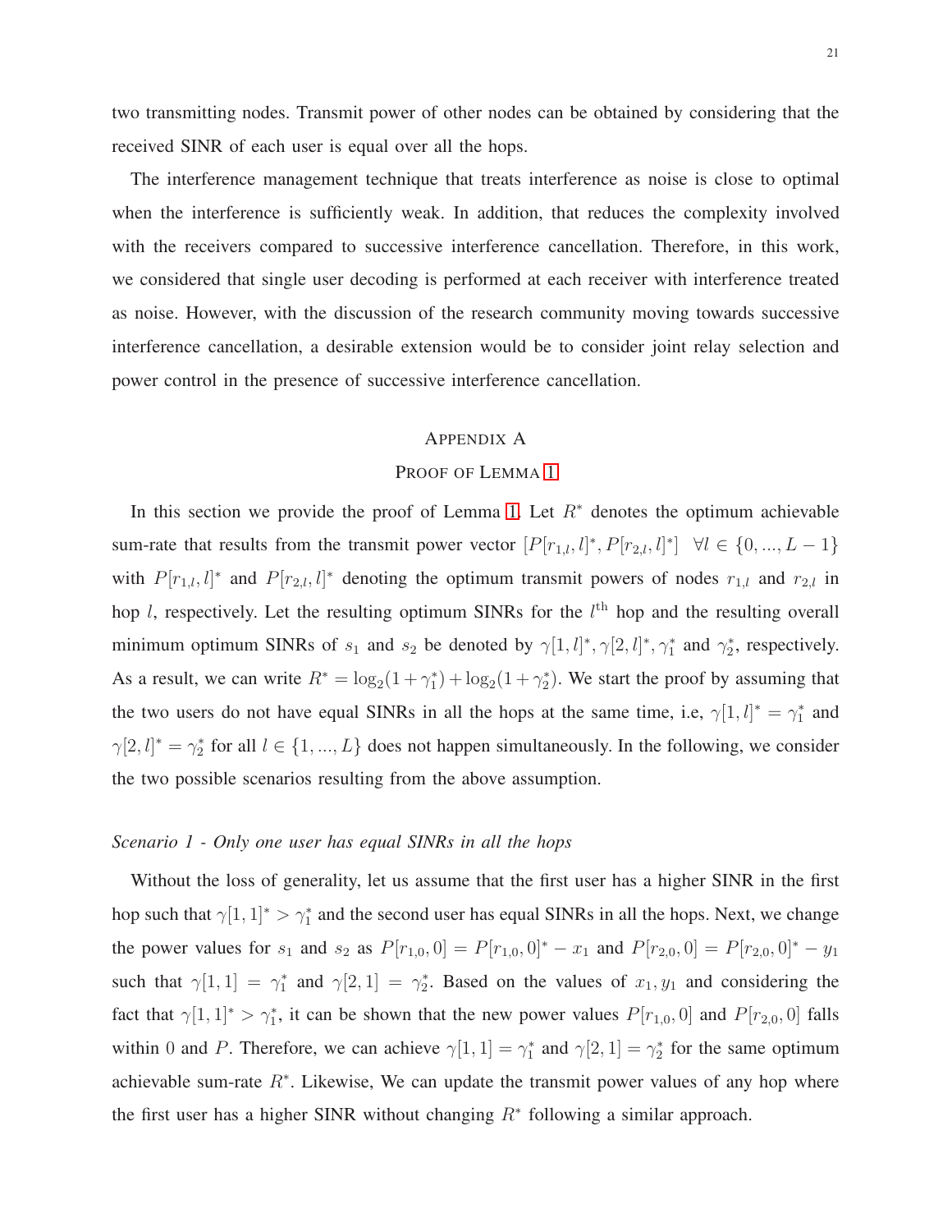two transmitting nodes. Transmit power of other nodes can be obtained by considering that the received SINR of each user is equal over all the hops.

The interference management technique that treats interference as noise is close to optimal when the interference is sufficiently weak. In addition, that reduces the complexity involved with the receivers compared to successive interference cancellation. Therefore, in this work, we considered that single user decoding is performed at each receiver with interference treated as noise. However, with the discussion of the research community moving towards successive interference cancellation, a desirable extension would be to consider joint relay selection and power control in the presence of successive interference cancellation.

## Appendix A
## Proof of Lemma 1

In this section we provide the proof of Lemma 1. Let $R^*$ denotes the optimum achievable sum-rate that results from the transmit power vector $[P[r_{1,l}, l]^*, P[r_{2,l}, l]^*] \quad \forall l \in \{0, ..., L-1\}$ with $P[r_{1,l}, l]^*$ and $P[r_{2,l}, l]^*$ denoting the optimum transmit powers of nodes $r_{1,l}$ and $r_{2,l}$ in hop $l$, respectively. Let the resulting optimum SINRs for the $l^{\text{th}}$ hop and the resulting overall minimum optimum SINRs of $s_1$ and $s_2$ be denoted by $\gamma[1, l]^*, \gamma[2, l]^*, \gamma_1^*$ and $\gamma_2^*$, respectively. As a result, we can write $R^* = \log_2(1 + \gamma_1^*) + \log_2(1 + \gamma_2^*)$. We start the proof by assuming that the two users do not have equal SINRs in all the hops at the same time, i.e, $\gamma[1, l]^* = \gamma_1^*$ and $\gamma[2, l]^* = \gamma_2^*$ for all $l \in \{1, ..., L\}$ does not happen simultaneously. In the following, we consider the two possible scenarios resulting from the above assumption.

### *Scenario 1 - Only one user has equal SINRs in all the hops*

Without the loss of generality, let us assume that the first user has a higher SINR in the first hop such that $\gamma[1, 1]^* > \gamma_1^*$ and the second user has equal SINRs in all the hops. Next, we change the power values for $s_1$ and $s_2$ as $P[r_{1,0}, 0] = P[r_{1,0}, 0]^* - x_1$ and $P[r_{2,0}, 0] = P[r_{2,0}, 0]^* - y_1$ such that $\gamma[1, 1] = \gamma_1^*$ and $\gamma[2, 1] = \gamma_2^*$. Based on the values of $x_1, y_1$ and considering the fact that $\gamma[1, 1]^* > \gamma_1^*$, it can be shown that the new power values $P[r_{1,0}, 0]$ and $P[r_{2,0}, 0]$ falls within $0$ and $P$. Therefore, we can achieve $\gamma[1, 1] = \gamma_1^*$ and $\gamma[2, 1] = \gamma_2^*$ for the same optimum achievable sum-rate $R^*$. Likewise, We can update the transmit power values of any hop where the first user has a higher SINR without changing $R^*$ following a similar approach.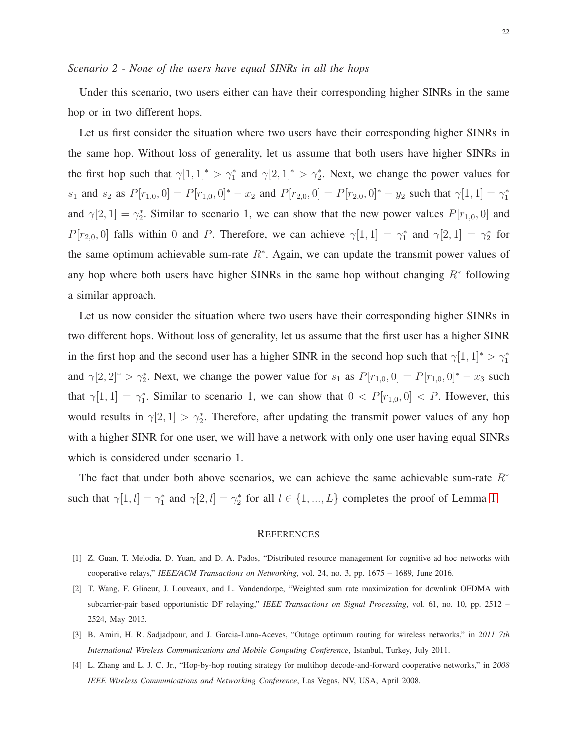*Scenario 2 - None of the users have equal SINRs in all the hops*

Under this scenario, two users either can have their corresponding higher SINRs in the same hop or in two different hops.

Let us first consider the situation where two users have their corresponding higher SINRs in the same hop. Without loss of generality, let us assume that both users have higher SINRs in the first hop such that $\gamma[1,1]^* > \gamma_1^*$ and $\gamma[2,1]^* > \gamma_2^*$. Next, we change the power values for $s_1$ and $s_2$ as $P[r_{1,0},0] = P[r_{1,0},0]^* - x_2$ and $P[r_{2,0},0] = P[r_{2,0},0]^* - y_2$ such that $\gamma[1,1] = \gamma_1^*$ and $\gamma[2,1] = \gamma_2^*$. Similar to scenario 1, we can show that the new power values $P[r_{1,0},0]$ and $P[r_{2,0},0]$ falls within 0 and $P$. Therefore, we can achieve $\gamma[1,1] = \gamma_1^*$ and $\gamma[2,1] = \gamma_2^*$ for the same optimum achievable sum-rate $R^*$. Again, we can update the transmit power values of any hop where both users have higher SINRs in the same hop without changing $R^*$ following a similar approach.

Let us now consider the situation where two users have their corresponding higher SINRs in two different hops. Without loss of generality, let us assume that the first user has a higher SINR in the first hop and the second user has a higher SINR in the second hop such that $\gamma[1,1]^* > \gamma_1^*$ and $\gamma[2,2]^* > \gamma_2^*$. Next, we change the power value for $s_1$ as $P[r_{1,0},0] = P[r_{1,0},0]^* - x_3$ such that $\gamma[1,1] = \gamma_1^*$. Similar to scenario 1, we can show that $0 < P[r_{1,0},0] < P$. However, this would results in $\gamma[2,1] > \gamma_2^*$. Therefore, after updating the transmit power values of any hop with a higher SINR for one user, we will have a network with only one user having equal SINRs which is considered under scenario 1.

The fact that under both above scenarios, we can achieve the same achievable sum-rate $R^*$ such that $\gamma[1,l] = \gamma_1^*$ and $\gamma[2,l] = \gamma_2^*$ for all $l \in \{1,...,L\}$ completes the proof of Lemma 1.

## References

[1] Z. Guan, T. Melodia, D. Yuan, and D. A. Pados, "Distributed resource management for cognitive ad hoc networks with cooperative relays," *IEEE/ACM Transactions on Networking*, vol. 24, no. 3, pp. 1675 – 1689, June 2016.

[2] T. Wang, F. Glineur, J. Louveaux, and L. Vandendorpe, "Weighted sum rate maximization for downlink OFDMA with subcarrier-pair based opportunistic DF relaying," *IEEE Transactions on Signal Processing*, vol. 61, no. 10, pp. 2512 – 2524, May 2013.

[3] B. Amiri, H. R. Sadjadpour, and J. Garcia-Luna-Aceves, "Outage optimum routing for wireless networks," in *2011 7th International Wireless Communications and Mobile Computing Conference*, Istanbul, Turkey, July 2011.

[4] L. Zhang and L. J. C. Jr., "Hop-by-hop routing strategy for multihop decode-and-forward cooperative networks," in *2008 IEEE Wireless Communications and Networking Conference*, Las Vegas, NV, USA, April 2008.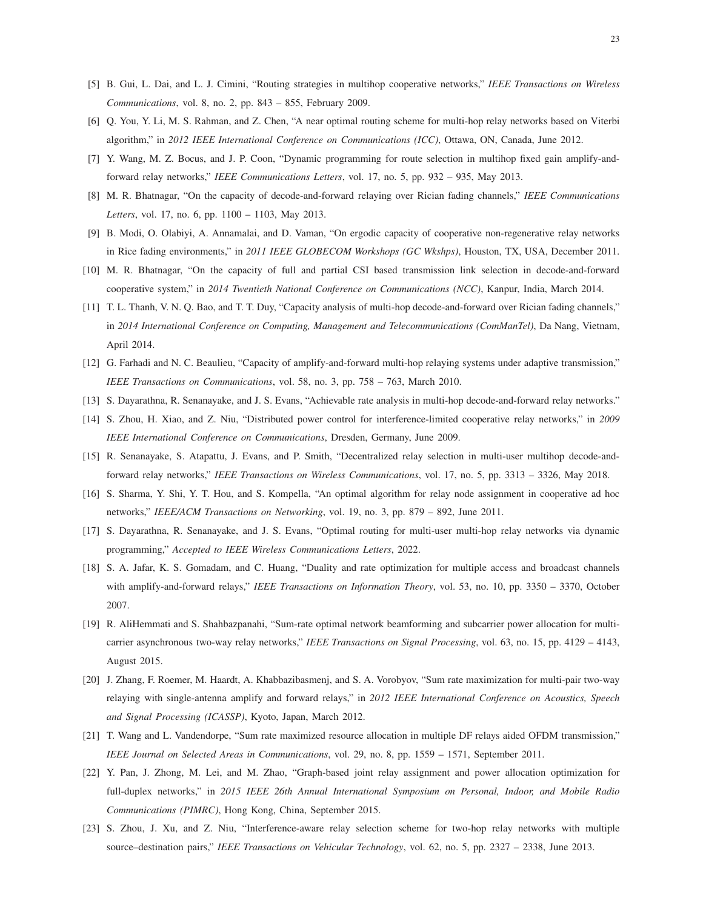[5] B. Gui, L. Dai, and L. J. Cimini, "Routing strategies in multihop cooperative networks," *IEEE Transactions on Wireless Communications*, vol. 8, no. 2, pp. 843 – 855, February 2009.

[6] Q. You, Y. Li, M. S. Rahman, and Z. Chen, "A near optimal routing scheme for multi-hop relay networks based on Viterbi algorithm," in *2012 IEEE International Conference on Communications (ICC)*, Ottawa, ON, Canada, June 2012.

[7] Y. Wang, M. Z. Bocus, and J. P. Coon, "Dynamic programming for route selection in multihop fixed gain amplify-and-forward relay networks," *IEEE Communications Letters*, vol. 17, no. 5, pp. 932 – 935, May 2013.

[8] M. R. Bhatnagar, "On the capacity of decode-and-forward relaying over Rician fading channels," *IEEE Communications Letters*, vol. 17, no. 6, pp. 1100 – 1103, May 2013.

[9] B. Modi, O. Olabiyi, A. Annamalai, and D. Vaman, "On ergodic capacity of cooperative non-regenerative relay networks in Rice fading environments," in *2011 IEEE GLOBECOM Workshops (GC Wkshps)*, Houston, TX, USA, December 2011.

[10] M. R. Bhatnagar, "On the capacity of full and partial CSI based transmission link selection in decode-and-forward cooperative system," in *2014 Twentieth National Conference on Communications (NCC)*, Kanpur, India, March 2014.

[11] T. L. Thanh, V. N. Q. Bao, and T. T. Duy, "Capacity analysis of multi-hop decode-and-forward over Rician fading channels," in *2014 International Conference on Computing, Management and Telecommunications (ComManTel)*, Da Nang, Vietnam, April 2014.

[12] G. Farhadi and N. C. Beaulieu, "Capacity of amplify-and-forward multi-hop relaying systems under adaptive transmission," *IEEE Transactions on Communications*, vol. 58, no. 3, pp. 758 – 763, March 2010.

[13] S. Dayarathna, R. Senanayake, and J. S. Evans, "Achievable rate analysis in multi-hop decode-and-forward relay networks."

[14] S. Zhou, H. Xiao, and Z. Niu, "Distributed power control for interference-limited cooperative relay networks," in *2009 IEEE International Conference on Communications*, Dresden, Germany, June 2009.

[15] R. Senanayake, S. Atapattu, J. Evans, and P. Smith, "Decentralized relay selection in multi-user multihop decode-and-forward relay networks," *IEEE Transactions on Wireless Communications*, vol. 17, no. 5, pp. 3313 – 3326, May 2018.

[16] S. Sharma, Y. Shi, Y. T. Hou, and S. Kompella, "An optimal algorithm for relay node assignment in cooperative ad hoc networks," *IEEE/ACM Transactions on Networking*, vol. 19, no. 3, pp. 879 – 892, June 2011.

[17] S. Dayarathna, R. Senanayake, and J. S. Evans, "Optimal routing for multi-user multi-hop relay networks via dynamic programming," *Accepted to IEEE Wireless Communications Letters*, 2022.

[18] S. A. Jafar, K. S. Gomadam, and C. Huang, "Duality and rate optimization for multiple access and broadcast channels with amplify-and-forward relays," *IEEE Transactions on Information Theory*, vol. 53, no. 10, pp. 3350 – 3370, October 2007.

[19] R. AliHemmati and S. Shahbazpanahi, "Sum-rate optimal network beamforming and subcarrier power allocation for multi-carrier asynchronous two-way relay networks," *IEEE Transactions on Signal Processing*, vol. 63, no. 15, pp. 4129 – 4143, August 2015.

[20] J. Zhang, F. Roemer, M. Haardt, A. Khabbazibasmenj, and S. A. Vorobyov, "Sum rate maximization for multi-pair two-way relaying with single-antenna amplify and forward relays," in *2012 IEEE International Conference on Acoustics, Speech and Signal Processing (ICASSP)*, Kyoto, Japan, March 2012.

[21] T. Wang and L. Vandendorpe, "Sum rate maximized resource allocation in multiple DF relays aided OFDM transmission," *IEEE Journal on Selected Areas in Communications*, vol. 29, no. 8, pp. 1559 – 1571, September 2011.

[22] Y. Pan, J. Zhong, M. Lei, and M. Zhao, "Graph-based joint relay assignment and power allocation optimization for full-duplex networks," in *2015 IEEE 26th Annual International Symposium on Personal, Indoor, and Mobile Radio Communications (PIMRC)*, Hong Kong, China, September 2015.

[23] S. Zhou, J. Xu, and Z. Niu, "Interference-aware relay selection scheme for two-hop relay networks with multiple source–destination pairs," *IEEE Transactions on Vehicular Technology*, vol. 62, no. 5, pp. 2327 – 2338, June 2013.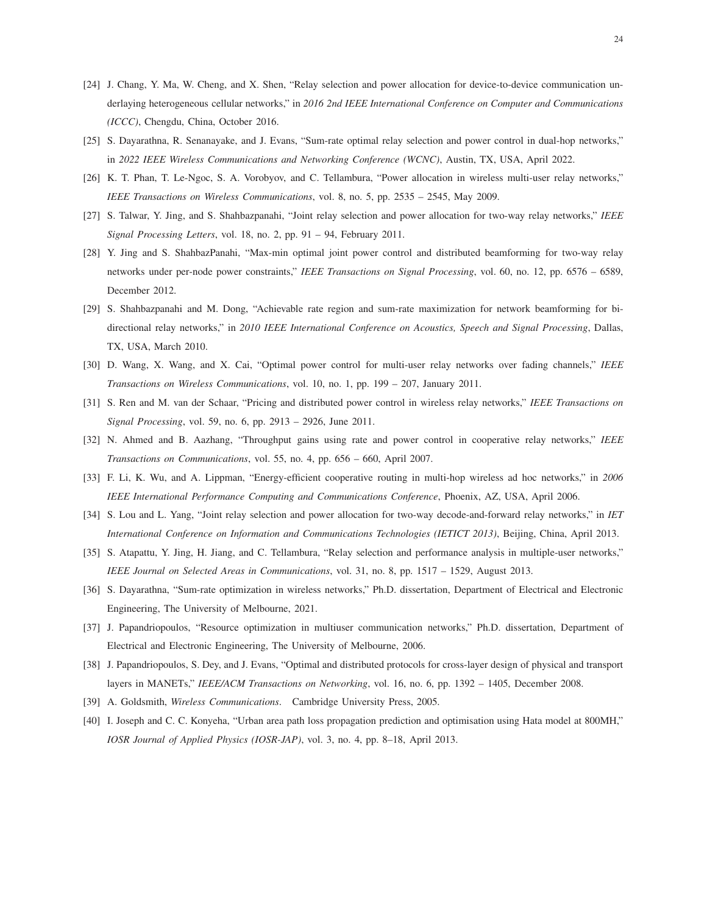[24] J. Chang, Y. Ma, W. Cheng, and X. Shen, "Relay selection and power allocation for device-to-device communication underlaying heterogeneous cellular networks," in *2016 2nd IEEE International Conference on Computer and Communications (ICCC)*, Chengdu, China, October 2016.

[25] S. Dayarathna, R. Senanayake, and J. Evans, "Sum-rate optimal relay selection and power control in dual-hop networks," in *2022 IEEE Wireless Communications and Networking Conference (WCNC)*, Austin, TX, USA, April 2022.

[26] K. T. Phan, T. Le-Ngoc, S. A. Vorobyov, and C. Tellambura, "Power allocation in wireless multi-user relay networks," *IEEE Transactions on Wireless Communications*, vol. 8, no. 5, pp. 2535 – 2545, May 2009.

[27] S. Talwar, Y. Jing, and S. Shahbazpanahi, "Joint relay selection and power allocation for two-way relay networks," *IEEE Signal Processing Letters*, vol. 18, no. 2, pp. 91 – 94, February 2011.

[28] Y. Jing and S. ShahbazPanahi, "Max-min optimal joint power control and distributed beamforming for two-way relay networks under per-node power constraints," *IEEE Transactions on Signal Processing*, vol. 60, no. 12, pp. 6576 – 6589, December 2012.

[29] S. Shahbazpanahi and M. Dong, "Achievable rate region and sum-rate maximization for network beamforming for bi-directional relay networks," in *2010 IEEE International Conference on Acoustics, Speech and Signal Processing*, Dallas, TX, USA, March 2010.

[30] D. Wang, X. Wang, and X. Cai, "Optimal power control for multi-user relay networks over fading channels," *IEEE Transactions on Wireless Communications*, vol. 10, no. 1, pp. 199 – 207, January 2011.

[31] S. Ren and M. van der Schaar, "Pricing and distributed power control in wireless relay networks," *IEEE Transactions on Signal Processing*, vol. 59, no. 6, pp. 2913 – 2926, June 2011.

[32] N. Ahmed and B. Aazhang, "Throughput gains using rate and power control in cooperative relay networks," *IEEE Transactions on Communications*, vol. 55, no. 4, pp. 656 – 660, April 2007.

[33] F. Li, K. Wu, and A. Lippman, "Energy-efficient cooperative routing in multi-hop wireless ad hoc networks," in *2006 IEEE International Performance Computing and Communications Conference*, Phoenix, AZ, USA, April 2006.

[34] S. Lou and L. Yang, "Joint relay selection and power allocation for two-way decode-and-forward relay networks," in *IET International Conference on Information and Communications Technologies (IETICT 2013)*, Beijing, China, April 2013.

[35] S. Atapattu, Y. Jing, H. Jiang, and C. Tellambura, "Relay selection and performance analysis in multiple-user networks," *IEEE Journal on Selected Areas in Communications*, vol. 31, no. 8, pp. 1517 – 1529, August 2013.

[36] S. Dayarathna, "Sum-rate optimization in wireless networks," Ph.D. dissertation, Department of Electrical and Electronic Engineering, The University of Melbourne, 2021.

[37] J. Papandriopoulos, "Resource optimization in multiuser communication networks," Ph.D. dissertation, Department of Electrical and Electronic Engineering, The University of Melbourne, 2006.

[38] J. Papandriopoulos, S. Dey, and J. Evans, "Optimal and distributed protocols for cross-layer design of physical and transport layers in MANETs," *IEEE/ACM Transactions on Networking*, vol. 16, no. 6, pp. 1392 – 1405, December 2008.

[39] A. Goldsmith, *Wireless Communications*. Cambridge University Press, 2005.

[40] I. Joseph and C. C. Konyeha, "Urban area path loss propagation prediction and optimisation using Hata model at 800MH," *IOSR Journal of Applied Physics (IOSR-JAP)*, vol. 3, no. 4, pp. 8–18, April 2013.